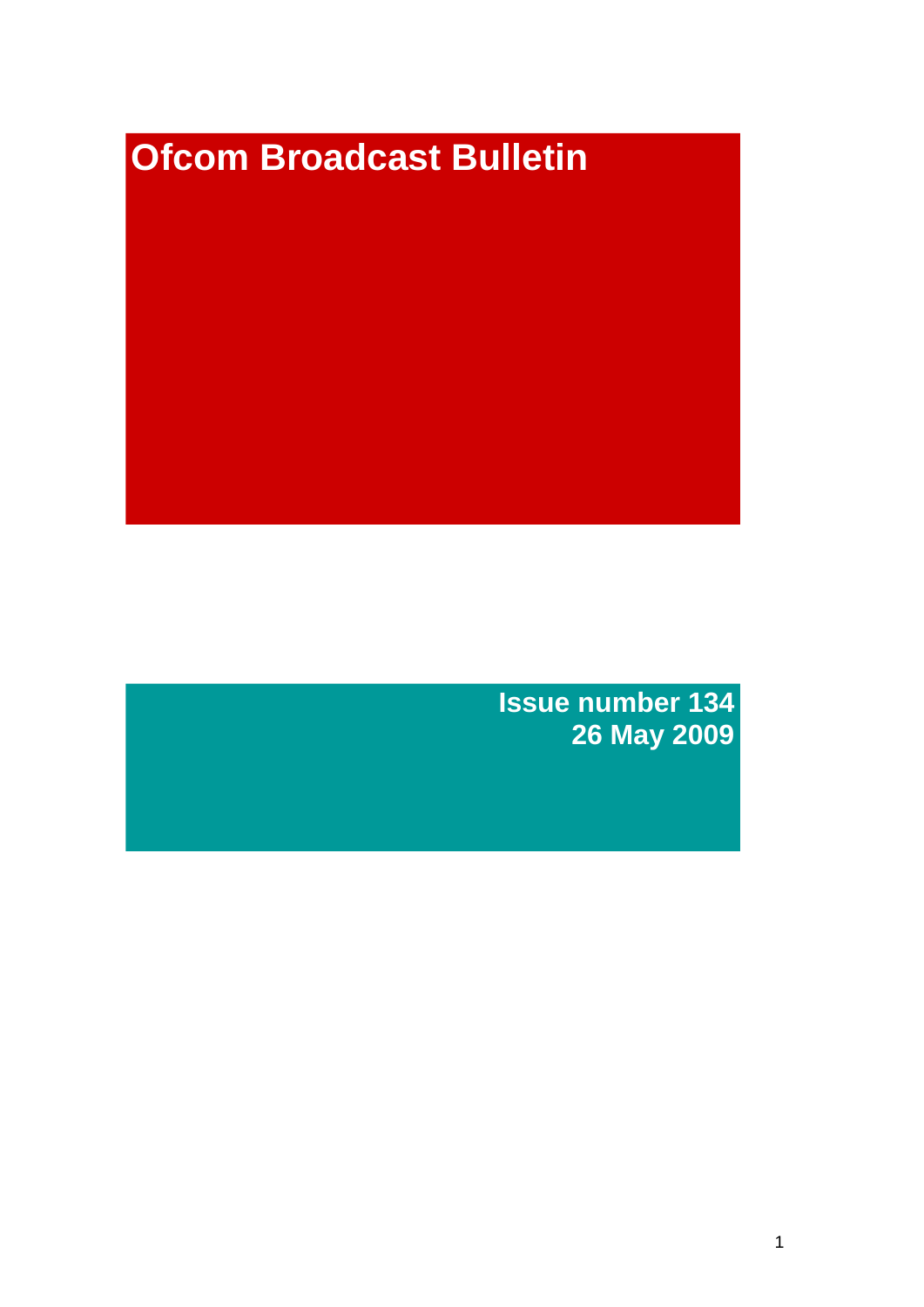# Ofcom Broadcast Bulletin

**Issue number 134**
**26 May 2009**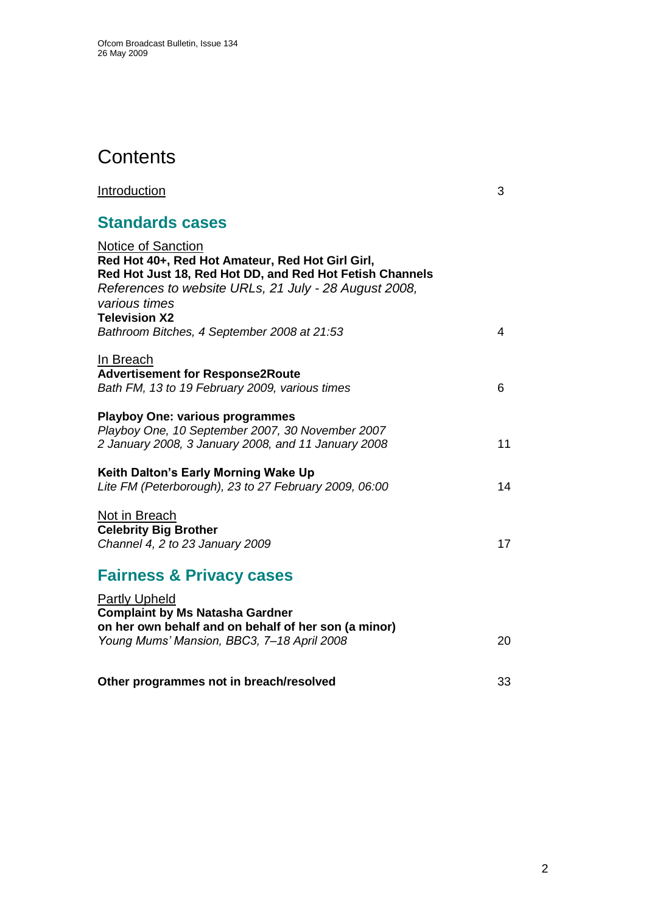# Contents

Introduction 3

## Standards cases

Notice of Sanction
**Red Hot 40+, Red Hot Amateur, Red Hot Girl Girl, Red Hot Just 18, Red Hot DD, and Red Hot Fetish Channels**
*References to website URLs, 21 July - 28 August 2008, various times*
**Television X2**
*Bathroom Bitches, 4 September 2008 at 21:53* 4

In Breach
**Advertisement for Response2Route**
*Bath FM, 13 to 19 February 2009, various times* 6

**Playboy One: various programmes**
*Playboy One, 10 September 2007, 30 November 2007 2 January 2008, 3 January 2008, and 11 January 2008* 11

**Keith Dalton's Early Morning Wake Up**
*Lite FM (Peterborough), 23 to 27 February 2009, 06:00* 14

Not in Breach
**Celebrity Big Brother**
*Channel 4, 2 to 23 January 2009* 17

## Fairness & Privacy cases

Partly Upheld
**Complaint by Ms Natasha Gardner on her own behalf and on behalf of her son (a minor)**
*Young Mums' Mansion, BBC3, 7–18 April 2008* 20

**Other programmes not in breach/resolved** 33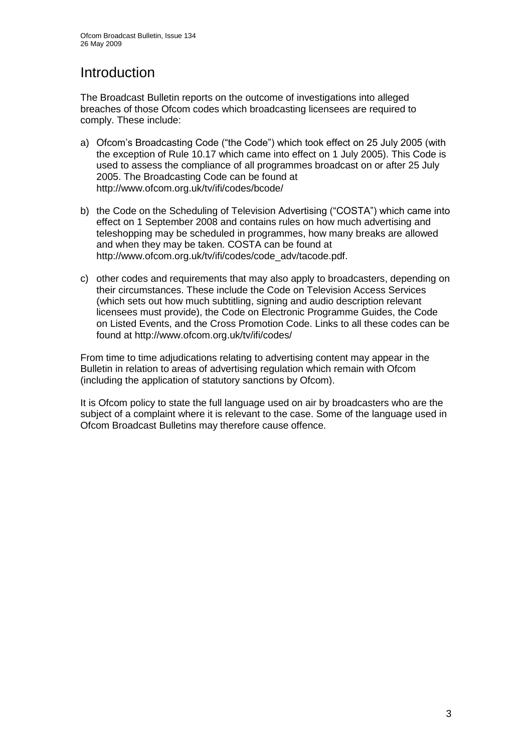# Introduction

The Broadcast Bulletin reports on the outcome of investigations into alleged breaches of those Ofcom codes which broadcasting licensees are required to comply. These include:

a) Ofcom's Broadcasting Code ("the Code") which took effect on 25 July 2005 (with the exception of Rule 10.17 which came into effect on 1 July 2005). This Code is used to assess the compliance of all programmes broadcast on or after 25 July 2005. The Broadcasting Code can be found at http://www.ofcom.org.uk/tv/ifi/codes/bcode/

b) the Code on the Scheduling of Television Advertising ("COSTA") which came into effect on 1 September 2008 and contains rules on how much advertising and teleshopping may be scheduled in programmes, how many breaks are allowed and when they may be taken. COSTA can be found at http://www.ofcom.org.uk/tv/ifi/codes/code_adv/tacode.pdf.

c) other codes and requirements that may also apply to broadcasters, depending on their circumstances. These include the Code on Television Access Services (which sets out how much subtitling, signing and audio description relevant licensees must provide), the Code on Electronic Programme Guides, the Code on Listed Events, and the Cross Promotion Code. Links to all these codes can be found at http://www.ofcom.org.uk/tv/ifi/codes/

From time to time adjudications relating to advertising content may appear in the Bulletin in relation to areas of advertising regulation which remain with Ofcom (including the application of statutory sanctions by Ofcom).

It is Ofcom policy to state the full language used on air by broadcasters who are the subject of a complaint where it is relevant to the case. Some of the language used in Ofcom Broadcast Bulletins may therefore cause offence.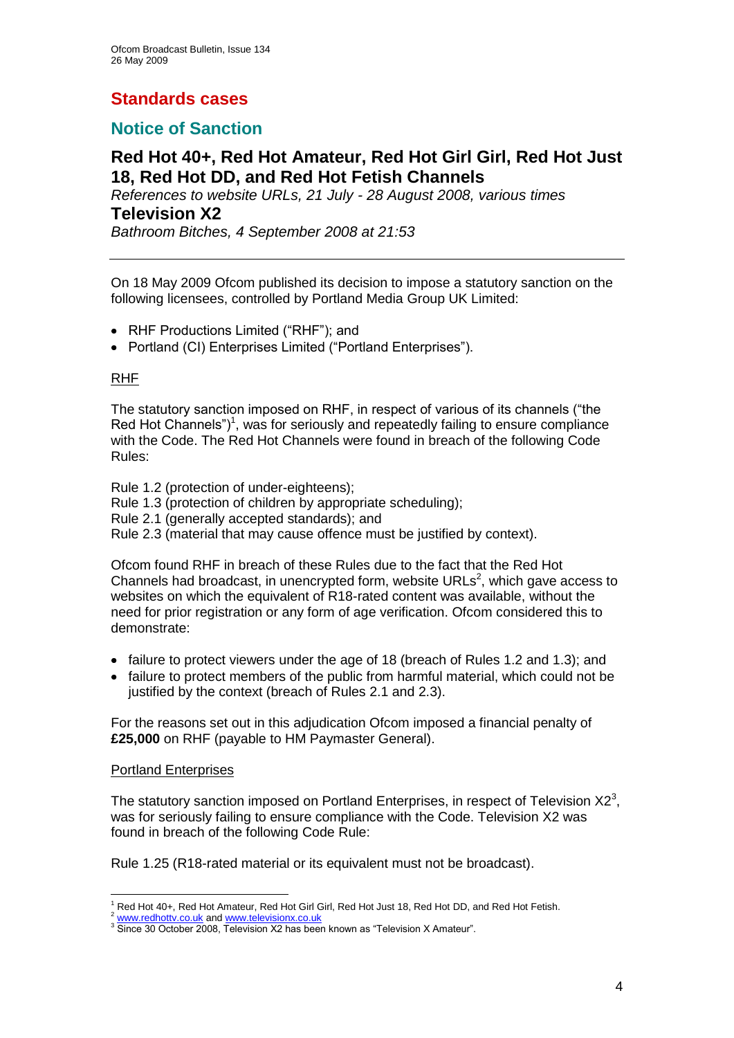# Standards cases

## Notice of Sanction

### Red Hot 40+, Red Hot Amateur, Red Hot Girl Girl, Red Hot Just 18, Red Hot DD, and Red Hot Fetish Channels

*References to website URLs, 21 July - 28 August 2008, various times*

### Television X2

*Bathroom Bitches, 4 September 2008 at 21:53*

---

On 18 May 2009 Ofcom published its decision to impose a statutory sanction on the following licensees, controlled by Portland Media Group UK Limited:

- RHF Productions Limited ("RHF"); and
- Portland (CI) Enterprises Limited ("Portland Enterprises").

RHF

The statutory sanction imposed on RHF, in respect of various of its channels ("the Red Hot Channels")[1], was for seriously and repeatedly failing to ensure compliance with the Code. The Red Hot Channels were found in breach of the following Code Rules:

Rule 1.2 (protection of under-eighteens);
Rule 1.3 (protection of children by appropriate scheduling);
Rule 2.1 (generally accepted standards); and
Rule 2.3 (material that may cause offence must be justified by context).

Ofcom found RHF in breach of these Rules due to the fact that the Red Hot Channels had broadcast, in unencrypted form, website URLs[2], which gave access to websites on which the equivalent of R18-rated content was available, without the need for prior registration or any form of age verification. Ofcom considered this to demonstrate:

- failure to protect viewers under the age of 18 (breach of Rules 1.2 and 1.3); and
- failure to protect members of the public from harmful material, which could not be justified by the context (breach of Rules 2.1 and 2.3).

For the reasons set out in this adjudication Ofcom imposed a financial penalty of **£25,000** on RHF (payable to HM Paymaster General).

Portland Enterprises

The statutory sanction imposed on Portland Enterprises, in respect of Television X2[3], was for seriously failing to ensure compliance with the Code. Television X2 was found in breach of the following Code Rule:

Rule 1.25 (R18-rated material or its equivalent must not be broadcast).

---

[1] Red Hot 40+, Red Hot Amateur, Red Hot Girl Girl, Red Hot Just 18, Red Hot DD, and Red Hot Fetish.
[2] www.redhottv.co.uk and www.televisionx.co.uk
[3] Since 30 October 2008, Television X2 has been known as "Television X Amateur".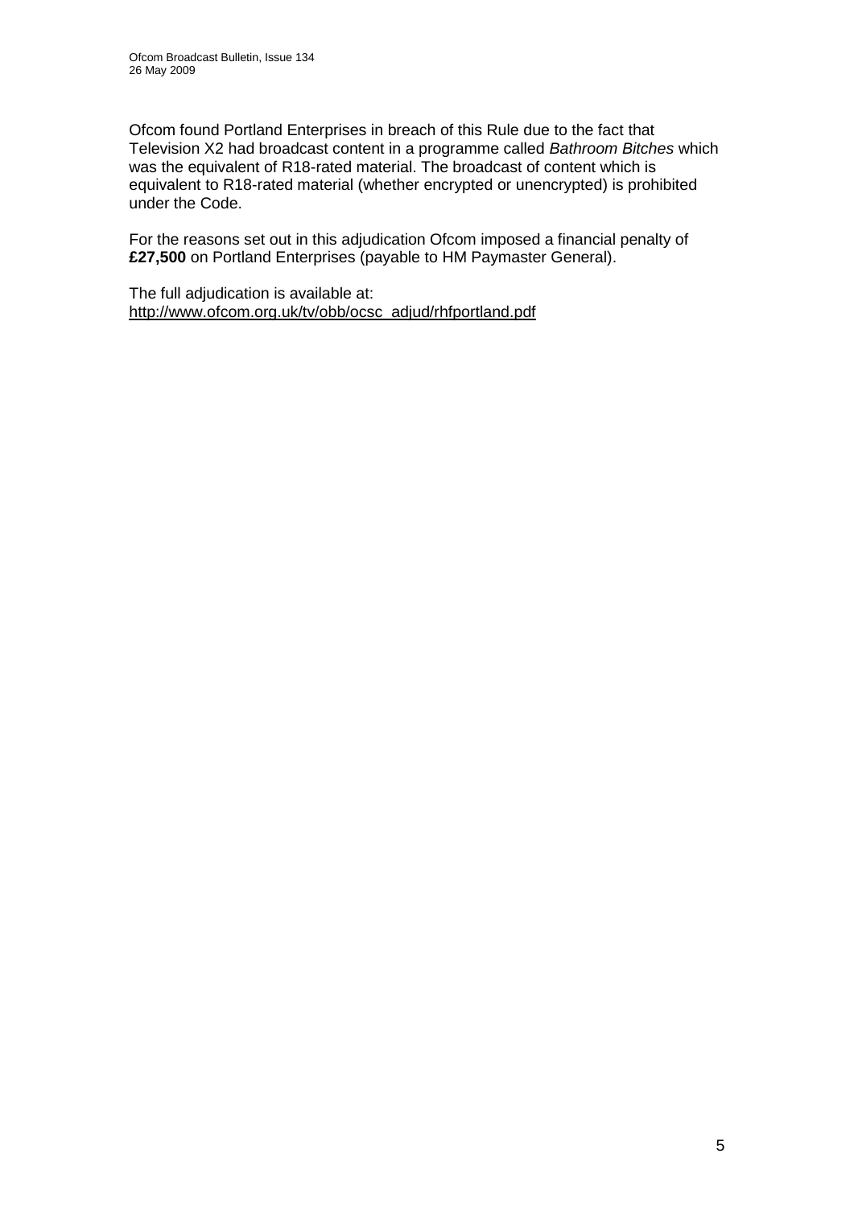Ofcom found Portland Enterprises in breach of this Rule due to the fact that Television X2 had broadcast content in a programme called *Bathroom Bitches* which was the equivalent of R18-rated material. The broadcast of content which is equivalent to R18-rated material (whether encrypted or unencrypted) is prohibited under the Code.

For the reasons set out in this adjudication Ofcom imposed a financial penalty of **£27,500** on Portland Enterprises (payable to HM Paymaster General).

The full adjudication is available at:
http://www.ofcom.org.uk/tv/obb/ocsc_adjud/rhfportland.pdf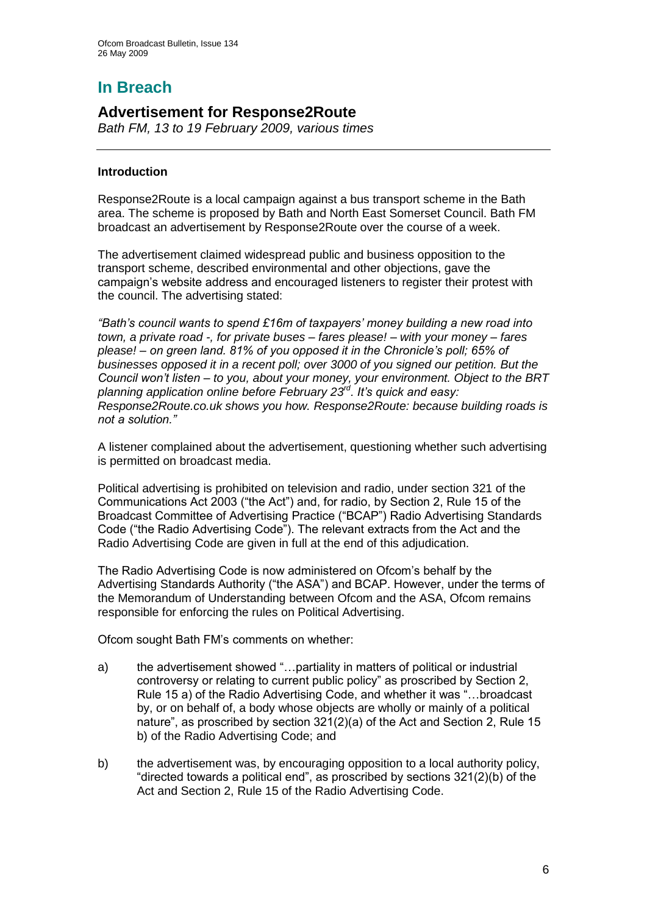# In Breach

## Advertisement for Response2Route

*Bath FM, 13 to 19 February 2009, various times*

---

**Introduction**

Response2Route is a local campaign against a bus transport scheme in the Bath area. The scheme is proposed by Bath and North East Somerset Council. Bath FM broadcast an advertisement by Response2Route over the course of a week.

The advertisement claimed widespread public and business opposition to the transport scheme, described environmental and other objections, gave the campaign's website address and encouraged listeners to register their protest with the council. The advertising stated:

*"Bath's council wants to spend £16m of taxpayers' money building a new road into town, a private road -, for private buses – fares please! – with your money – fares please! – on green land. 81% of you opposed it in the Chronicle's poll; 65% of businesses opposed it in a recent poll; over 3000 of you signed our petition. But the Council won't listen – to you, about your money, your environment. Object to the BRT planning application online before February 23rd. It's quick and easy: Response2Route.co.uk shows you how. Response2Route: because building roads is not a solution."*

A listener complained about the advertisement, questioning whether such advertising is permitted on broadcast media.

Political advertising is prohibited on television and radio, under section 321 of the Communications Act 2003 ("the Act") and, for radio, by Section 2, Rule 15 of the Broadcast Committee of Advertising Practice ("BCAP") Radio Advertising Standards Code ("the Radio Advertising Code"). The relevant extracts from the Act and the Radio Advertising Code are given in full at the end of this adjudication.

The Radio Advertising Code is now administered on Ofcom's behalf by the Advertising Standards Authority ("the ASA") and BCAP. However, under the terms of the Memorandum of Understanding between Ofcom and the ASA, Ofcom remains responsible for enforcing the rules on Political Advertising.

Ofcom sought Bath FM's comments on whether:

a) the advertisement showed "…partiality in matters of political or industrial controversy or relating to current public policy" as proscribed by Section 2, Rule 15 a) of the Radio Advertising Code, and whether it was "…broadcast by, or on behalf of, a body whose objects are wholly or mainly of a political nature", as proscribed by section 321(2)(a) of the Act and Section 2, Rule 15 b) of the Radio Advertising Code; and

b) the advertisement was, by encouraging opposition to a local authority policy, "directed towards a political end", as proscribed by sections 321(2)(b) of the Act and Section 2, Rule 15 of the Radio Advertising Code.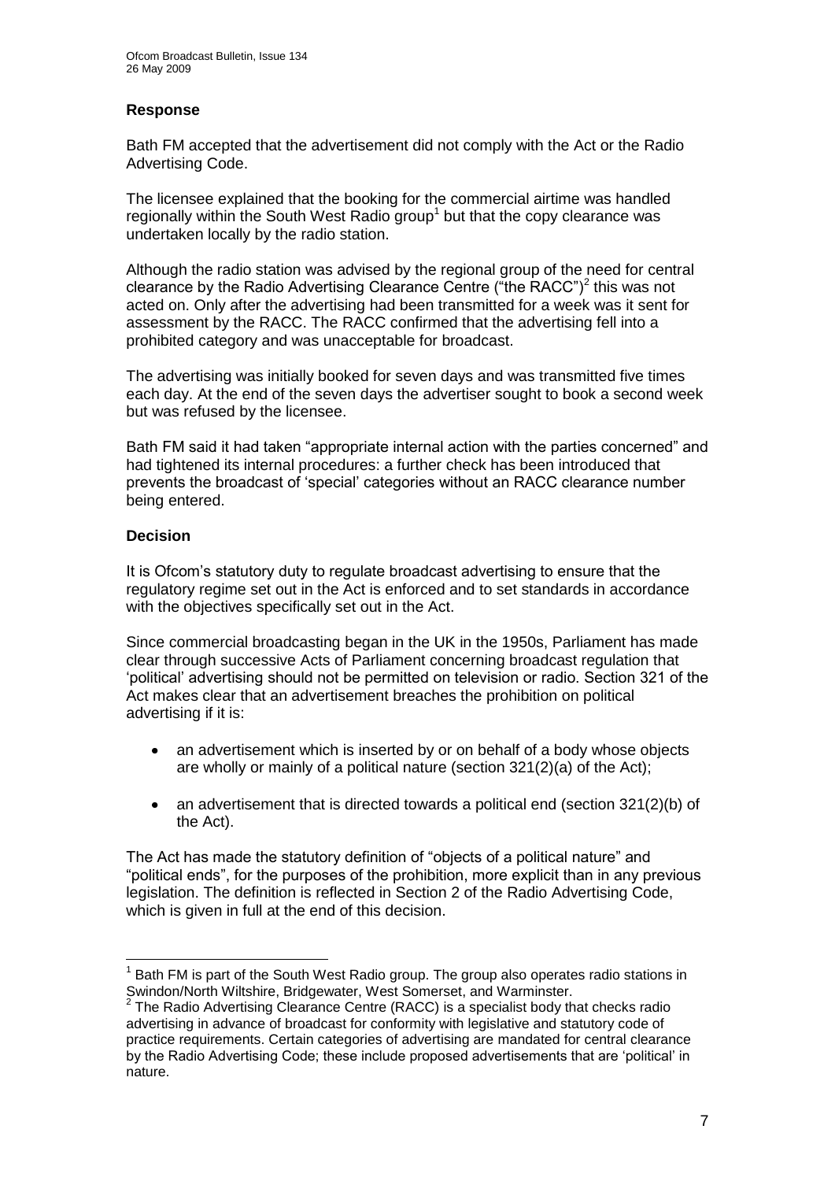### Response

Bath FM accepted that the advertisement did not comply with the Act or the Radio Advertising Code.

The licensee explained that the booking for the commercial airtime was handled regionally within the South West Radio group[1] but that the copy clearance was undertaken locally by the radio station.

Although the radio station was advised by the regional group of the need for central clearance by the Radio Advertising Clearance Centre ("the RACC")[2] this was not acted on. Only after the advertising had been transmitted for a week was it sent for assessment by the RACC. The RACC confirmed that the advertising fell into a prohibited category and was unacceptable for broadcast.

The advertising was initially booked for seven days and was transmitted five times each day. At the end of the seven days the advertiser sought to book a second week but was refused by the licensee.

Bath FM said it had taken "appropriate internal action with the parties concerned" and had tightened its internal procedures: a further check has been introduced that prevents the broadcast of 'special' categories without an RACC clearance number being entered.

### Decision

It is Ofcom's statutory duty to regulate broadcast advertising to ensure that the regulatory regime set out in the Act is enforced and to set standards in accordance with the objectives specifically set out in the Act.

Since commercial broadcasting began in the UK in the 1950s, Parliament has made clear through successive Acts of Parliament concerning broadcast regulation that 'political' advertising should not be permitted on television or radio. Section 321 of the Act makes clear that an advertisement breaches the prohibition on political advertising if it is:

- an advertisement which is inserted by or on behalf of a body whose objects are wholly or mainly of a political nature (section 321(2)(a) of the Act);
- an advertisement that is directed towards a political end (section 321(2)(b) of the Act).

The Act has made the statutory definition of "objects of a political nature" and "political ends", for the purposes of the prohibition, more explicit than in any previous legislation. The definition is reflected in Section 2 of the Radio Advertising Code, which is given in full at the end of this decision.

---

[1] Bath FM is part of the South West Radio group. The group also operates radio stations in Swindon/North Wiltshire, Bridgewater, West Somerset, and Warminster.

[2] The Radio Advertising Clearance Centre (RACC) is a specialist body that checks radio advertising in advance of broadcast for conformity with legislative and statutory code of practice requirements. Certain categories of advertising are mandated for central clearance by the Radio Advertising Code; these include proposed advertisements that are 'political' in nature.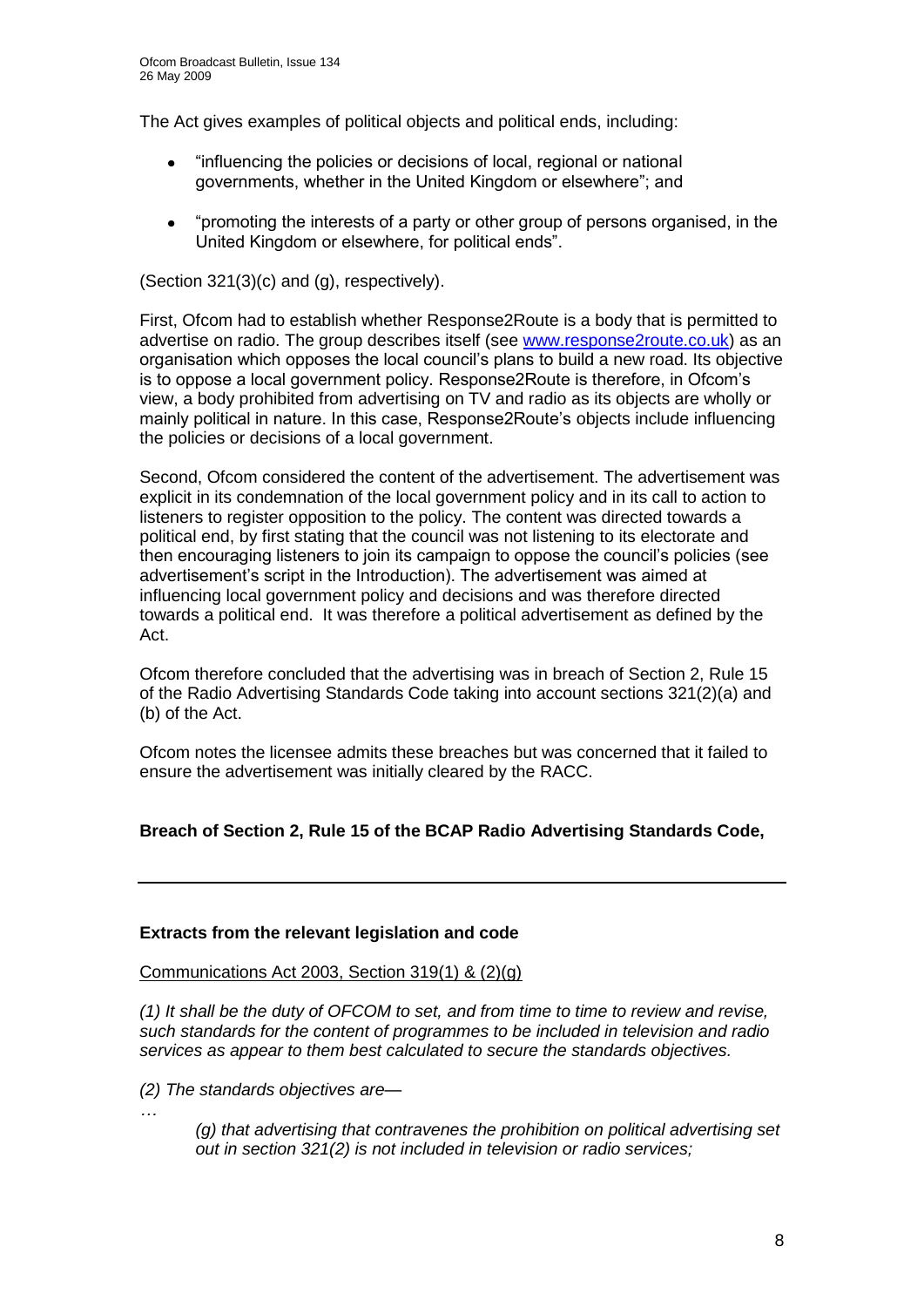The Act gives examples of political objects and political ends, including:

- "influencing the policies or decisions of local, regional or national governments, whether in the United Kingdom or elsewhere"; and
- "promoting the interests of a party or other group of persons organised, in the United Kingdom or elsewhere, for political ends".

(Section 321(3)(c) and (g), respectively).

First, Ofcom had to establish whether Response2Route is a body that is permitted to advertise on radio. The group describes itself (see www.response2route.co.uk) as an organisation which opposes the local council's plans to build a new road. Its objective is to oppose a local government policy. Response2Route is therefore, in Ofcom's view, a body prohibited from advertising on TV and radio as its objects are wholly or mainly political in nature. In this case, Response2Route's objects include influencing the policies or decisions of a local government.

Second, Ofcom considered the content of the advertisement. The advertisement was explicit in its condemnation of the local government policy and in its call to action to listeners to register opposition to the policy. The content was directed towards a political end, by first stating that the council was not listening to its electorate and then encouraging listeners to join its campaign to oppose the council's policies (see advertisement's script in the Introduction). The advertisement was aimed at influencing local government policy and decisions and was therefore directed towards a political end. It was therefore a political advertisement as defined by the Act.

Ofcom therefore concluded that the advertising was in breach of Section 2, Rule 15 of the Radio Advertising Standards Code taking into account sections 321(2)(a) and (b) of the Act.

Ofcom notes the licensee admits these breaches but was concerned that it failed to ensure the advertisement was initially cleared by the RACC.

**Breach of Section 2, Rule 15 of the BCAP Radio Advertising Standards Code,**

---

**Extracts from the relevant legislation and code**

Communications Act 2003, Section 319(1) & (2)(g)

*(1) It shall be the duty of OFCOM to set, and from time to time to review and revise, such standards for the content of programmes to be included in television and radio services as appear to them best calculated to secure the standards objectives.*

*(2) The standards objectives are—*

…

*(g) that advertising that contravenes the prohibition on political advertising set out in section 321(2) is not included in television or radio services;*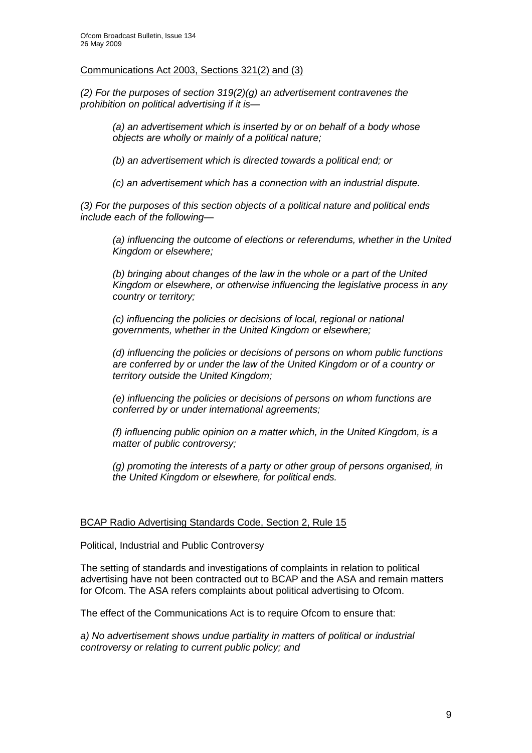Communications Act 2003, Sections 321(2) and (3)

*(2) For the purposes of section 319(2)(g) an advertisement contravenes the prohibition on political advertising if it is—*

> *(a) an advertisement which is inserted by or on behalf of a body whose objects are wholly or mainly of a political nature;*
>
> *(b) an advertisement which is directed towards a political end; or*
>
> *(c) an advertisement which has a connection with an industrial dispute.*

*(3) For the purposes of this section objects of a political nature and political ends include each of the following—*

> *(a) influencing the outcome of elections or referendums, whether in the United Kingdom or elsewhere;*
>
> *(b) bringing about changes of the law in the whole or a part of the United Kingdom or elsewhere, or otherwise influencing the legislative process in any country or territory;*
>
> *(c) influencing the policies or decisions of local, regional or national governments, whether in the United Kingdom or elsewhere;*
>
> *(d) influencing the policies or decisions of persons on whom public functions are conferred by or under the law of the United Kingdom or of a country or territory outside the United Kingdom;*
>
> *(e) influencing the policies or decisions of persons on whom functions are conferred by or under international agreements;*
>
> *(f) influencing public opinion on a matter which, in the United Kingdom, is a matter of public controversy;*
>
> *(g) promoting the interests of a party or other group of persons organised, in the United Kingdom or elsewhere, for political ends.*

BCAP Radio Advertising Standards Code, Section 2, Rule 15

Political, Industrial and Public Controversy

The setting of standards and investigations of complaints in relation to political advertising have not been contracted out to BCAP and the ASA and remain matters for Ofcom. The ASA refers complaints about political advertising to Ofcom.

The effect of the Communications Act is to require Ofcom to ensure that:

*a) No advertisement shows undue partiality in matters of political or industrial controversy or relating to current public policy; and*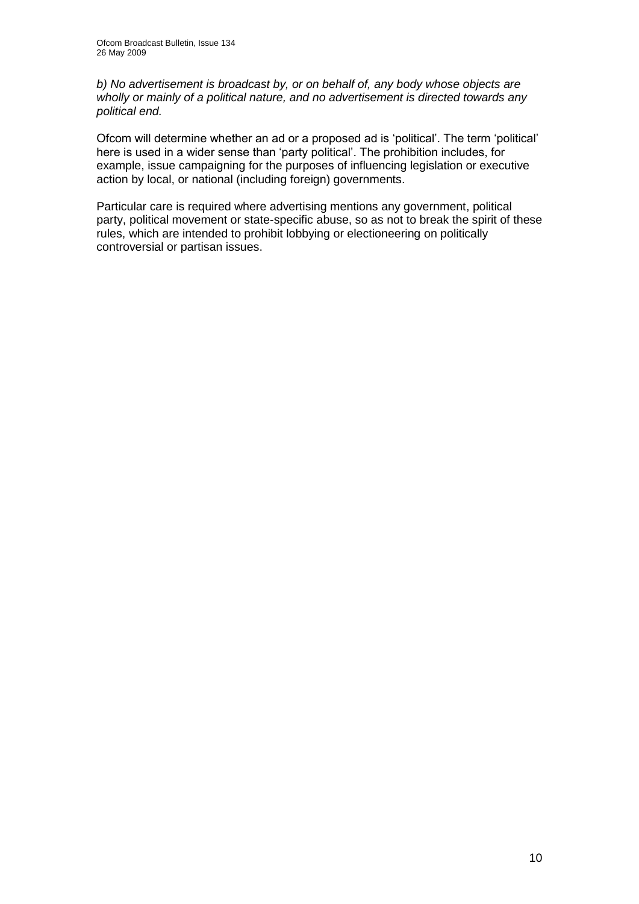*b) No advertisement is broadcast by, or on behalf of, any body whose objects are wholly or mainly of a political nature, and no advertisement is directed towards any political end.*

Ofcom will determine whether an ad or a proposed ad is 'political'. The term 'political' here is used in a wider sense than 'party political'. The prohibition includes, for example, issue campaigning for the purposes of influencing legislation or executive action by local, or national (including foreign) governments.

Particular care is required where advertising mentions any government, political party, political movement or state-specific abuse, so as not to break the spirit of these rules, which are intended to prohibit lobbying or electioneering on politically controversial or partisan issues.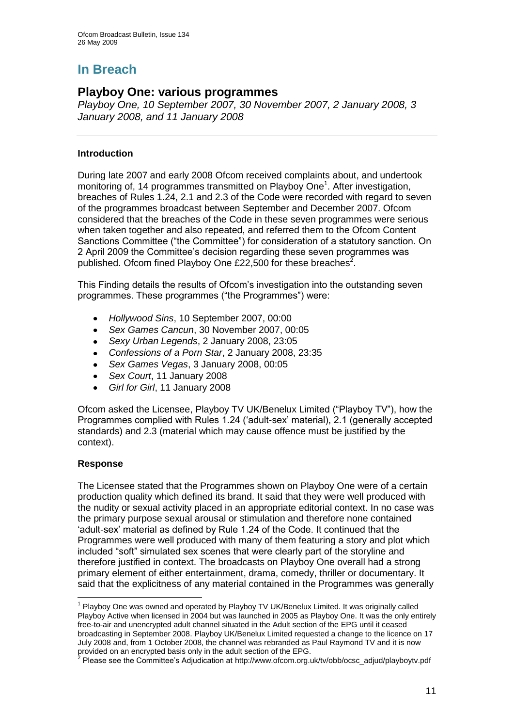# In Breach

## Playboy One: various programmes

*Playboy One, 10 September 2007, 30 November 2007, 2 January 2008, 3 January 2008, and 11 January 2008*

---

### Introduction

During late 2007 and early 2008 Ofcom received complaints about, and undertook monitoring of, 14 programmes transmitted on Playboy One[1]. After investigation, breaches of Rules 1.24, 2.1 and 2.3 of the Code were recorded with regard to seven of the programmes broadcast between September and December 2007. Ofcom considered that the breaches of the Code in these seven programmes were serious when taken together and also repeated, and referred them to the Ofcom Content Sanctions Committee ("the Committee") for consideration of a statutory sanction. On 2 April 2009 the Committee's decision regarding these seven programmes was published. Ofcom fined Playboy One £22,500 for these breaches[2].

This Finding details the results of Ofcom's investigation into the outstanding seven programmes. These programmes ("the Programmes") were:

- *Hollywood Sins*, 10 September 2007, 00:00
- *Sex Games Cancun*, 30 November 2007, 00:05
- *Sexy Urban Legends*, 2 January 2008, 23:05
- *Confessions of a Porn Star*, 2 January 2008, 23:35
- *Sex Games Vegas*, 3 January 2008, 00:05
- *Sex Court*, 11 January 2008
- *Girl for Girl*, 11 January 2008

Ofcom asked the Licensee, Playboy TV UK/Benelux Limited ("Playboy TV"), how the Programmes complied with Rules 1.24 ('adult-sex' material), 2.1 (generally accepted standards) and 2.3 (material which may cause offence must be justified by the context).

### Response

The Licensee stated that the Programmes shown on Playboy One were of a certain production quality which defined its brand. It said that they were well produced with the nudity or sexual activity placed in an appropriate editorial context. In no case was the primary purpose sexual arousal or stimulation and therefore none contained 'adult-sex' material as defined by Rule 1.24 of the Code. It continued that the Programmes were well produced with many of them featuring a story and plot which included "soft" simulated sex scenes that were clearly part of the storyline and therefore justified in context. The broadcasts on Playboy One overall had a strong primary element of either entertainment, drama, comedy, thriller or documentary. It said that the explicitness of any material contained in the Programmes was generally

---

[1] Playboy One was owned and operated by Playboy TV UK/Benelux Limited. It was originally called Playboy Active when licensed in 2004 but was launched in 2005 as Playboy One. It was the only entirely free-to-air and unencrypted adult channel situated in the Adult section of the EPG until it ceased broadcasting in September 2008. Playboy UK/Benelux Limited requested a change to the licence on 17 July 2008 and, from 1 October 2008, the channel was rebranded as Paul Raymond TV and it is now provided on an encrypted basis only in the adult section of the EPG.

[2] Please see the Committee's Adjudication at http://www.ofcom.org.uk/tv/obb/ocsc_adjud/playboytv.pdf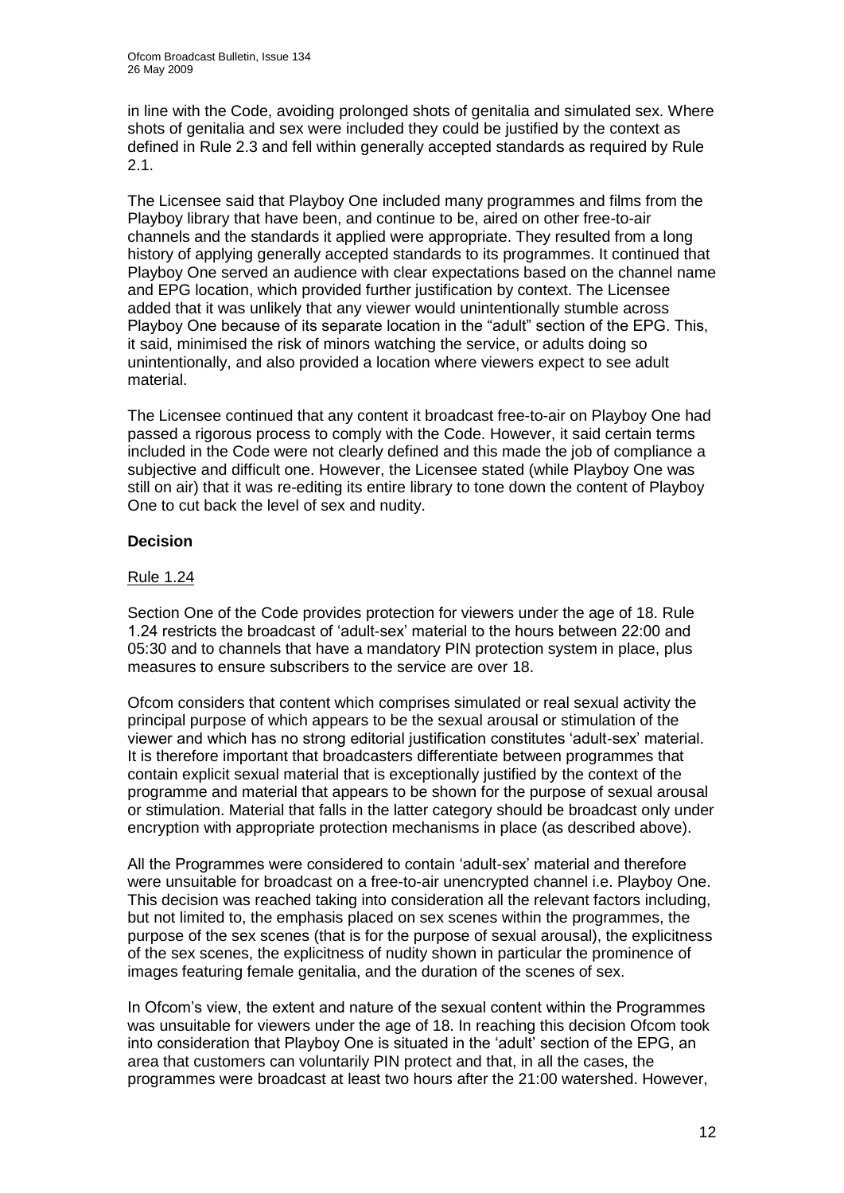in line with the Code, avoiding prolonged shots of genitalia and simulated sex. Where shots of genitalia and sex were included they could be justified by the context as defined in Rule 2.3 and fell within generally accepted standards as required by Rule 2.1.

The Licensee said that Playboy One included many programmes and films from the Playboy library that have been, and continue to be, aired on other free-to-air channels and the standards it applied were appropriate. They resulted from a long history of applying generally accepted standards to its programmes. It continued that Playboy One served an audience with clear expectations based on the channel name and EPG location, which provided further justification by context. The Licensee added that it was unlikely that any viewer would unintentionally stumble across Playboy One because of its separate location in the "adult" section of the EPG. This, it said, minimised the risk of minors watching the service, or adults doing so unintentionally, and also provided a location where viewers expect to see adult material.

The Licensee continued that any content it broadcast free-to-air on Playboy One had passed a rigorous process to comply with the Code. However, it said certain terms included in the Code were not clearly defined and this made the job of compliance a subjective and difficult one. However, the Licensee stated (while Playboy One was still on air) that it was re-editing its entire library to tone down the content of Playboy One to cut back the level of sex and nudity.

### Decision

Rule 1.24

Section One of the Code provides protection for viewers under the age of 18. Rule 1.24 restricts the broadcast of 'adult-sex' material to the hours between 22:00 and 05:30 and to channels that have a mandatory PIN protection system in place, plus measures to ensure subscribers to the service are over 18.

Ofcom considers that content which comprises simulated or real sexual activity the principal purpose of which appears to be the sexual arousal or stimulation of the viewer and which has no strong editorial justification constitutes 'adult-sex' material. It is therefore important that broadcasters differentiate between programmes that contain explicit sexual material that is exceptionally justified by the context of the programme and material that appears to be shown for the purpose of sexual arousal or stimulation. Material that falls in the latter category should be broadcast only under encryption with appropriate protection mechanisms in place (as described above).

All the Programmes were considered to contain 'adult-sex' material and therefore were unsuitable for broadcast on a free-to-air unencrypted channel i.e. Playboy One. This decision was reached taking into consideration all the relevant factors including, but not limited to, the emphasis placed on sex scenes within the programmes, the purpose of the sex scenes (that is for the purpose of sexual arousal), the explicitness of the sex scenes, the explicitness of nudity shown in particular the prominence of images featuring female genitalia, and the duration of the scenes of sex.

In Ofcom's view, the extent and nature of the sexual content within the Programmes was unsuitable for viewers under the age of 18. In reaching this decision Ofcom took into consideration that Playboy One is situated in the 'adult' section of the EPG, an area that customers can voluntarily PIN protect and that, in all the cases, the programmes were broadcast at least two hours after the 21:00 watershed. However,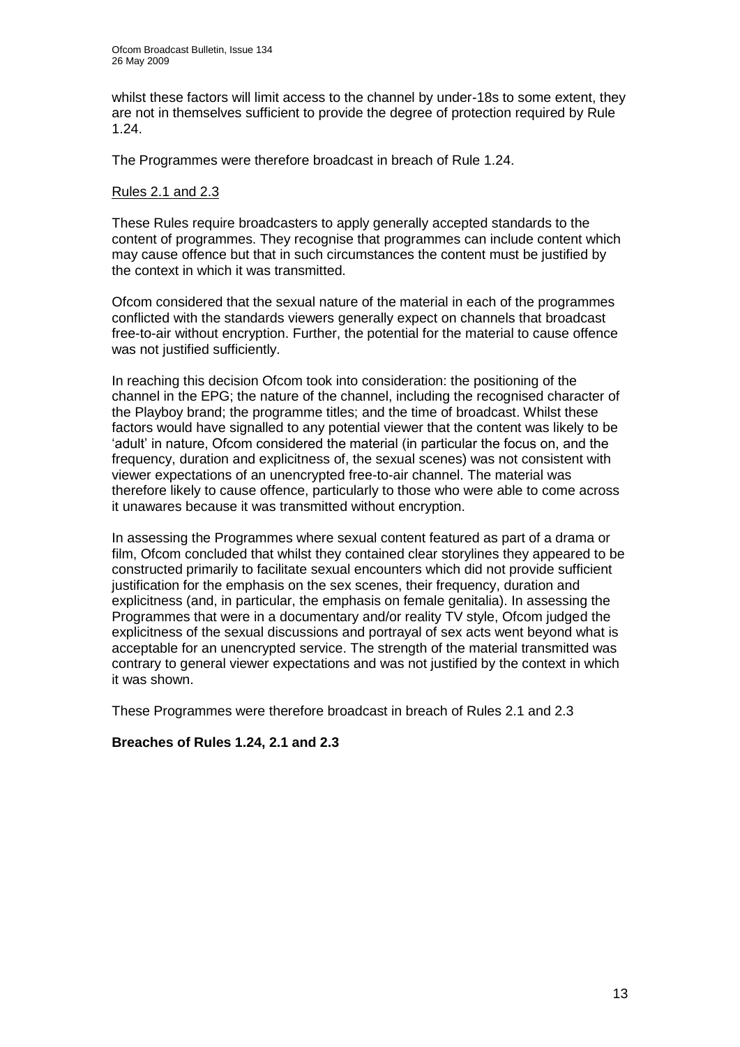whilst these factors will limit access to the channel by under-18s to some extent, they are not in themselves sufficient to provide the degree of protection required by Rule 1.24.

The Programmes were therefore broadcast in breach of Rule 1.24.

Rules 2.1 and 2.3

These Rules require broadcasters to apply generally accepted standards to the content of programmes. They recognise that programmes can include content which may cause offence but that in such circumstances the content must be justified by the context in which it was transmitted.

Ofcom considered that the sexual nature of the material in each of the programmes conflicted with the standards viewers generally expect on channels that broadcast free-to-air without encryption. Further, the potential for the material to cause offence was not justified sufficiently.

In reaching this decision Ofcom took into consideration: the positioning of the channel in the EPG; the nature of the channel, including the recognised character of the Playboy brand; the programme titles; and the time of broadcast. Whilst these factors would have signalled to any potential viewer that the content was likely to be 'adult' in nature, Ofcom considered the material (in particular the focus on, and the frequency, duration and explicitness of, the sexual scenes) was not consistent with viewer expectations of an unencrypted free-to-air channel. The material was therefore likely to cause offence, particularly to those who were able to come across it unawares because it was transmitted without encryption.

In assessing the Programmes where sexual content featured as part of a drama or film, Ofcom concluded that whilst they contained clear storylines they appeared to be constructed primarily to facilitate sexual encounters which did not provide sufficient justification for the emphasis on the sex scenes, their frequency, duration and explicitness (and, in particular, the emphasis on female genitalia). In assessing the Programmes that were in a documentary and/or reality TV style, Ofcom judged the explicitness of the sexual discussions and portrayal of sex acts went beyond what is acceptable for an unencrypted service. The strength of the material transmitted was contrary to general viewer expectations and was not justified by the context in which it was shown.

These Programmes were therefore broadcast in breach of Rules 2.1 and 2.3

**Breaches of Rules 1.24, 2.1 and 2.3**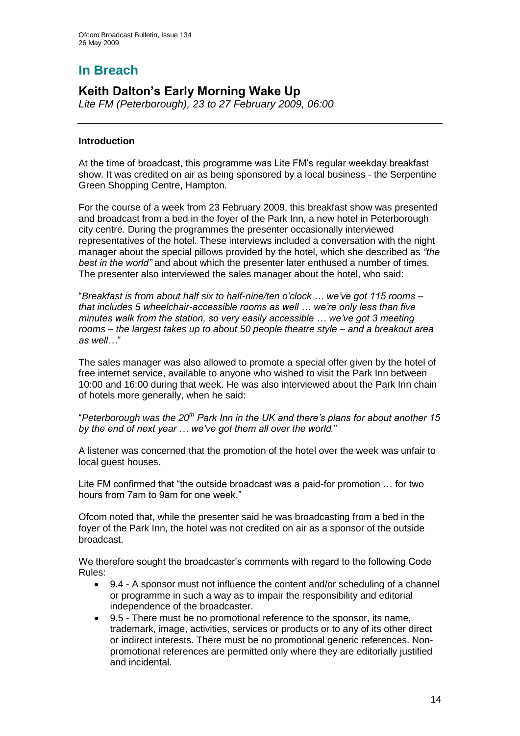## In Breach

### Keith Dalton's Early Morning Wake Up

*Lite FM (Peterborough), 23 to 27 February 2009, 06:00*

---

**Introduction**

At the time of broadcast, this programme was Lite FM's regular weekday breakfast show. It was credited on air as being sponsored by a local business - the Serpentine Green Shopping Centre, Hampton.

For the course of a week from 23 February 2009, this breakfast show was presented and broadcast from a bed in the foyer of the Park Inn, a new hotel in Peterborough city centre. During the programmes the presenter occasionally interviewed representatives of the hotel. These interviews included a conversation with the night manager about the special pillows provided by the hotel, which she described as *"the best in the world"* and about which the presenter later enthused a number of times. The presenter also interviewed the sales manager about the hotel, who said:

"*Breakfast is from about half six to half-nine/ten o'clock … we've got 115 rooms – that includes 5 wheelchair-accessible rooms as well … we're only less than five minutes walk from the station, so very easily accessible … we've got 3 meeting rooms – the largest takes up to about 50 people theatre style – and a breakout area as well…*"

The sales manager was also allowed to promote a special offer given by the hotel of free internet service, available to anyone who wished to visit the Park Inn between 10:00 and 16:00 during that week. He was also interviewed about the Park Inn chain of hotels more generally, when he said:

"*Peterborough was the 20th Park Inn in the UK and there's plans for about another 15 by the end of next year … we've got them all over the world.*"

A listener was concerned that the promotion of the hotel over the week was unfair to local guest houses.

Lite FM confirmed that "the outside broadcast was a paid-for promotion … for two hours from 7am to 9am for one week."

Ofcom noted that, while the presenter said he was broadcasting from a bed in the foyer of the Park Inn, the hotel was not credited on air as a sponsor of the outside broadcast.

We therefore sought the broadcaster's comments with regard to the following Code Rules:

- 9.4 - A sponsor must not influence the content and/or scheduling of a channel or programme in such a way as to impair the responsibility and editorial independence of the broadcaster.
- 9.5 - There must be no promotional reference to the sponsor, its name, trademark, image, activities, services or products or to any of its other direct or indirect interests. There must be no promotional generic references. Non-promotional references are permitted only where they are editorially justified and incidental.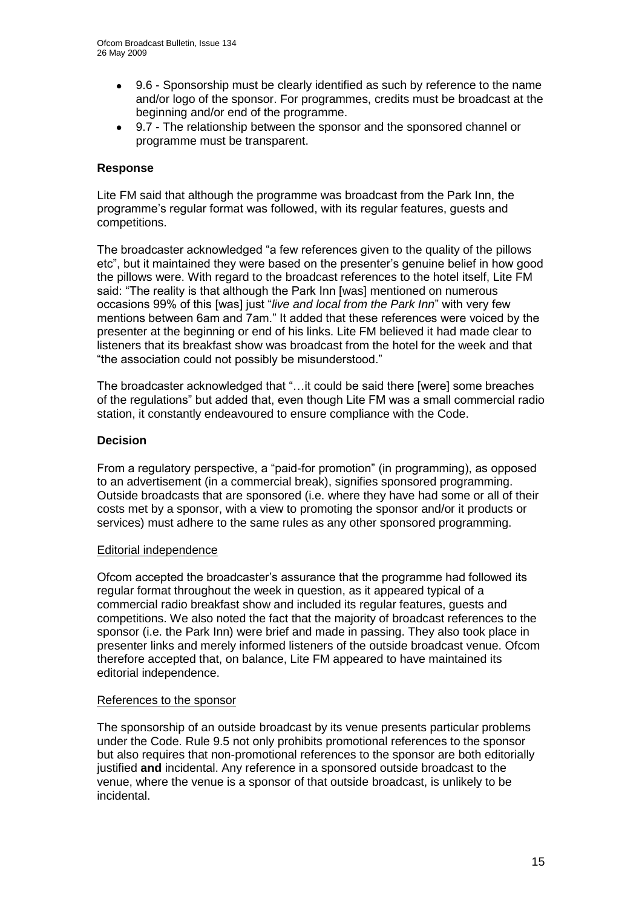- 9.6 - Sponsorship must be clearly identified as such by reference to the name and/or logo of the sponsor. For programmes, credits must be broadcast at the beginning and/or end of the programme.
- 9.7 - The relationship between the sponsor and the sponsored channel or programme must be transparent.

### Response

Lite FM said that although the programme was broadcast from the Park Inn, the programme's regular format was followed, with its regular features, guests and competitions.

The broadcaster acknowledged "a few references given to the quality of the pillows etc", but it maintained they were based on the presenter's genuine belief in how good the pillows were. With regard to the broadcast references to the hotel itself, Lite FM said: "The reality is that although the Park Inn [was] mentioned on numerous occasions 99% of this [was] just "*live and local from the Park Inn*" with very few mentions between 6am and 7am." It added that these references were voiced by the presenter at the beginning or end of his links. Lite FM believed it had made clear to listeners that its breakfast show was broadcast from the hotel for the week and that "the association could not possibly be misunderstood."

The broadcaster acknowledged that "…it could be said there [were] some breaches of the regulations" but added that, even though Lite FM was a small commercial radio station, it constantly endeavoured to ensure compliance with the Code.

### Decision

From a regulatory perspective, a "paid-for promotion" (in programming), as opposed to an advertisement (in a commercial break), signifies sponsored programming. Outside broadcasts that are sponsored (i.e. where they have had some or all of their costs met by a sponsor, with a view to promoting the sponsor and/or it products or services) must adhere to the same rules as any other sponsored programming.

Editorial independence

Ofcom accepted the broadcaster's assurance that the programme had followed its regular format throughout the week in question, as it appeared typical of a commercial radio breakfast show and included its regular features, guests and competitions. We also noted the fact that the majority of broadcast references to the sponsor (i.e. the Park Inn) were brief and made in passing. They also took place in presenter links and merely informed listeners of the outside broadcast venue. Ofcom therefore accepted that, on balance, Lite FM appeared to have maintained its editorial independence.

References to the sponsor

The sponsorship of an outside broadcast by its venue presents particular problems under the Code. Rule 9.5 not only prohibits promotional references to the sponsor but also requires that non-promotional references to the sponsor are both editorially justified **and** incidental. Any reference in a sponsored outside broadcast to the venue, where the venue is a sponsor of that outside broadcast, is unlikely to be incidental.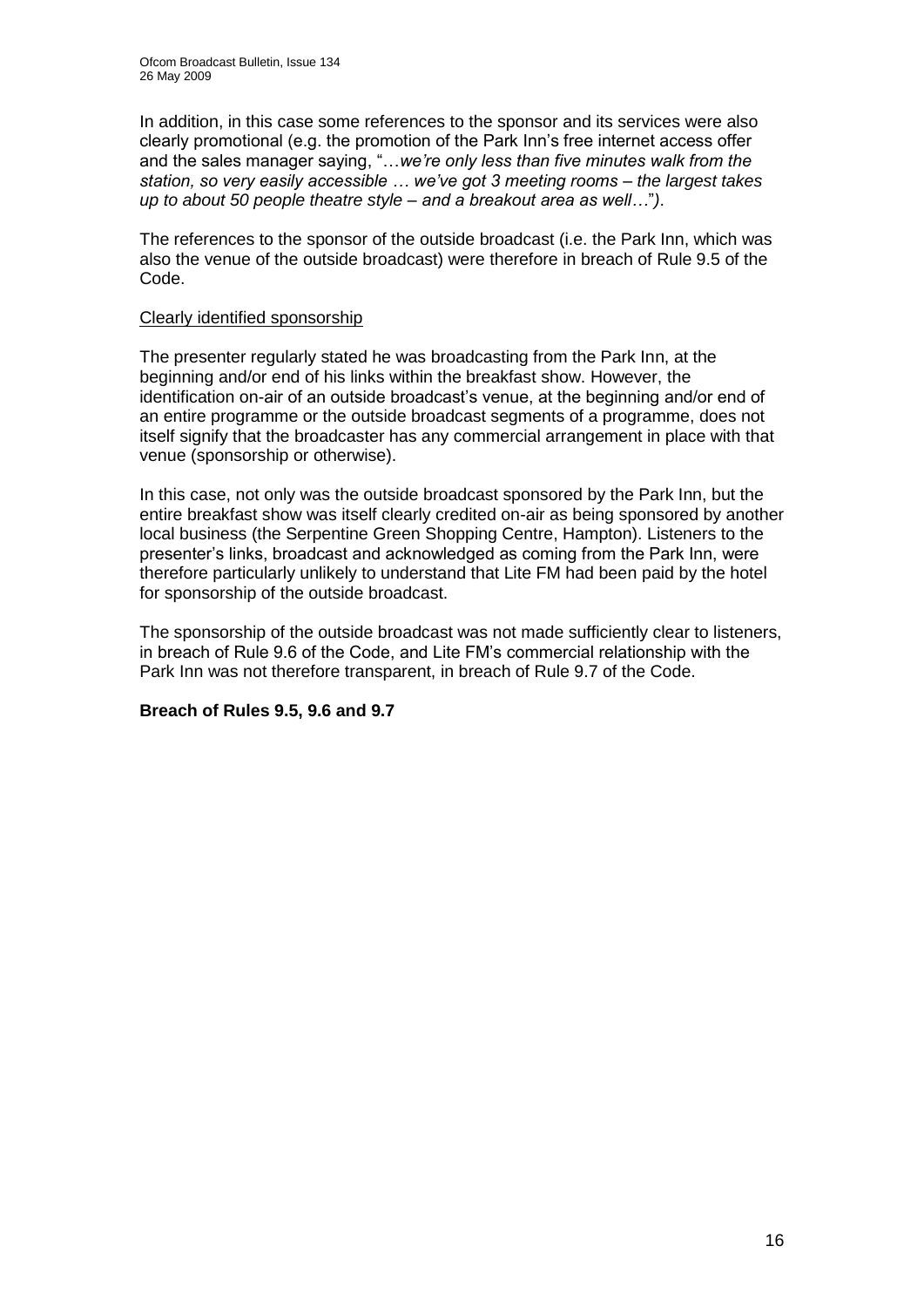In addition, in this case some references to the sponsor and its services were also clearly promotional (e.g. the promotion of the Park Inn's free internet access offer and the sales manager saying, "…*we're only less than five minutes walk from the station, so very easily accessible … we've got 3 meeting rooms – the largest takes up to about 50 people theatre style – and a breakout area as well*…").

The references to the sponsor of the outside broadcast (i.e. the Park Inn, which was also the venue of the outside broadcast) were therefore in breach of Rule 9.5 of the Code.

Clearly identified sponsorship

The presenter regularly stated he was broadcasting from the Park Inn, at the beginning and/or end of his links within the breakfast show. However, the identification on-air of an outside broadcast's venue, at the beginning and/or end of an entire programme or the outside broadcast segments of a programme, does not itself signify that the broadcaster has any commercial arrangement in place with that venue (sponsorship or otherwise).

In this case, not only was the outside broadcast sponsored by the Park Inn, but the entire breakfast show was itself clearly credited on-air as being sponsored by another local business (the Serpentine Green Shopping Centre, Hampton). Listeners to the presenter's links, broadcast and acknowledged as coming from the Park Inn, were therefore particularly unlikely to understand that Lite FM had been paid by the hotel for sponsorship of the outside broadcast.

The sponsorship of the outside broadcast was not made sufficiently clear to listeners, in breach of Rule 9.6 of the Code, and Lite FM's commercial relationship with the Park Inn was not therefore transparent, in breach of Rule 9.7 of the Code.

**Breach of Rules 9.5, 9.6 and 9.7**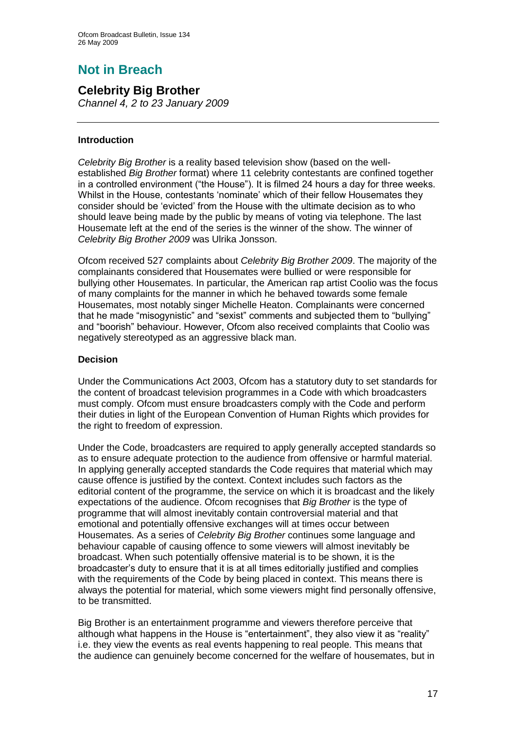# Not in Breach

## Celebrity Big Brother

*Channel 4, 2 to 23 January 2009*

---

### Introduction

*Celebrity Big Brother* is a reality based television show (based on the well-established *Big Brother* format) where 11 celebrity contestants are confined together in a controlled environment ("the House"). It is filmed 24 hours a day for three weeks. Whilst in the House, contestants 'nominate' which of their fellow Housemates they consider should be 'evicted' from the House with the ultimate decision as to who should leave being made by the public by means of voting via telephone. The last Housemate left at the end of the series is the winner of the show. The winner of *Celebrity Big Brother 2009* was Ulrika Jonsson.

Ofcom received 527 complaints about *Celebrity Big Brother 2009*. The majority of the complainants considered that Housemates were bullied or were responsible for bullying other Housemates. In particular, the American rap artist Coolio was the focus of many complaints for the manner in which he behaved towards some female Housemates, most notably singer Michelle Heaton. Complainants were concerned that he made "misogynistic" and "sexist" comments and subjected them to "bullying" and "boorish" behaviour. However, Ofcom also received complaints that Coolio was negatively stereotyped as an aggressive black man.

### Decision

Under the Communications Act 2003, Ofcom has a statutory duty to set standards for the content of broadcast television programmes in a Code with which broadcasters must comply. Ofcom must ensure broadcasters comply with the Code and perform their duties in light of the European Convention of Human Rights which provides for the right to freedom of expression.

Under the Code, broadcasters are required to apply generally accepted standards so as to ensure adequate protection to the audience from offensive or harmful material. In applying generally accepted standards the Code requires that material which may cause offence is justified by the context. Context includes such factors as the editorial content of the programme, the service on which it is broadcast and the likely expectations of the audience. Ofcom recognises that *Big Brother* is the type of programme that will almost inevitably contain controversial material and that emotional and potentially offensive exchanges will at times occur between Housemates. As a series of *Celebrity Big Brother* continues some language and behaviour capable of causing offence to some viewers will almost inevitably be broadcast. When such potentially offensive material is to be shown, it is the broadcaster's duty to ensure that it is at all times editorially justified and complies with the requirements of the Code by being placed in context. This means there is always the potential for material, which some viewers might find personally offensive, to be transmitted.

Big Brother is an entertainment programme and viewers therefore perceive that although what happens in the House is "entertainment", they also view it as "reality" i.e. they view the events as real events happening to real people. This means that the audience can genuinely become concerned for the welfare of housemates, but in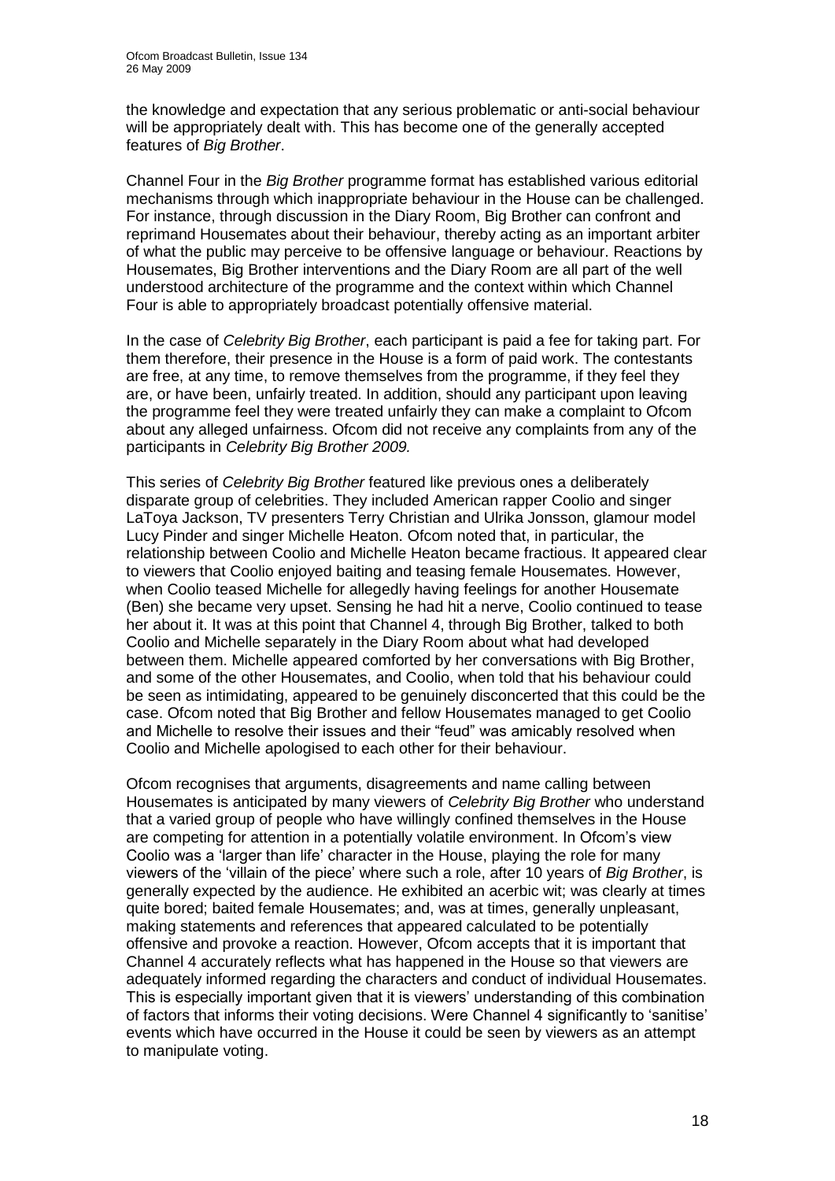the knowledge and expectation that any serious problematic or anti-social behaviour will be appropriately dealt with. This has become one of the generally accepted features of *Big Brother*.

Channel Four in the *Big Brother* programme format has established various editorial mechanisms through which inappropriate behaviour in the House can be challenged. For instance, through discussion in the Diary Room, Big Brother can confront and reprimand Housemates about their behaviour, thereby acting as an important arbiter of what the public may perceive to be offensive language or behaviour. Reactions by Housemates, Big Brother interventions and the Diary Room are all part of the well understood architecture of the programme and the context within which Channel Four is able to appropriately broadcast potentially offensive material.

In the case of *Celebrity Big Brother*, each participant is paid a fee for taking part. For them therefore, their presence in the House is a form of paid work. The contestants are free, at any time, to remove themselves from the programme, if they feel they are, or have been, unfairly treated. In addition, should any participant upon leaving the programme feel they were treated unfairly they can make a complaint to Ofcom about any alleged unfairness. Ofcom did not receive any complaints from any of the participants in *Celebrity Big Brother 2009.*

This series of *Celebrity Big Brother* featured like previous ones a deliberately disparate group of celebrities. They included American rapper Coolio and singer LaToya Jackson, TV presenters Terry Christian and Ulrika Jonsson, glamour model Lucy Pinder and singer Michelle Heaton. Ofcom noted that, in particular, the relationship between Coolio and Michelle Heaton became fractious. It appeared clear to viewers that Coolio enjoyed baiting and teasing female Housemates. However, when Coolio teased Michelle for allegedly having feelings for another Housemate (Ben) she became very upset. Sensing he had hit a nerve, Coolio continued to tease her about it. It was at this point that Channel 4, through Big Brother, talked to both Coolio and Michelle separately in the Diary Room about what had developed between them. Michelle appeared comforted by her conversations with Big Brother, and some of the other Housemates, and Coolio, when told that his behaviour could be seen as intimidating, appeared to be genuinely disconcerted that this could be the case. Ofcom noted that Big Brother and fellow Housemates managed to get Coolio and Michelle to resolve their issues and their "feud" was amicably resolved when Coolio and Michelle apologised to each other for their behaviour.

Ofcom recognises that arguments, disagreements and name calling between Housemates is anticipated by many viewers of *Celebrity Big Brother* who understand that a varied group of people who have willingly confined themselves in the House are competing for attention in a potentially volatile environment. In Ofcom's view Coolio was a 'larger than life' character in the House, playing the role for many viewers of the 'villain of the piece' where such a role, after 10 years of *Big Brother*, is generally expected by the audience. He exhibited an acerbic wit; was clearly at times quite bored; baited female Housemates; and, was at times, generally unpleasant, making statements and references that appeared calculated to be potentially offensive and provoke a reaction. However, Ofcom accepts that it is important that Channel 4 accurately reflects what has happened in the House so that viewers are adequately informed regarding the characters and conduct of individual Housemates. This is especially important given that it is viewers' understanding of this combination of factors that informs their voting decisions. Were Channel 4 significantly to 'sanitise' events which have occurred in the House it could be seen by viewers as an attempt to manipulate voting.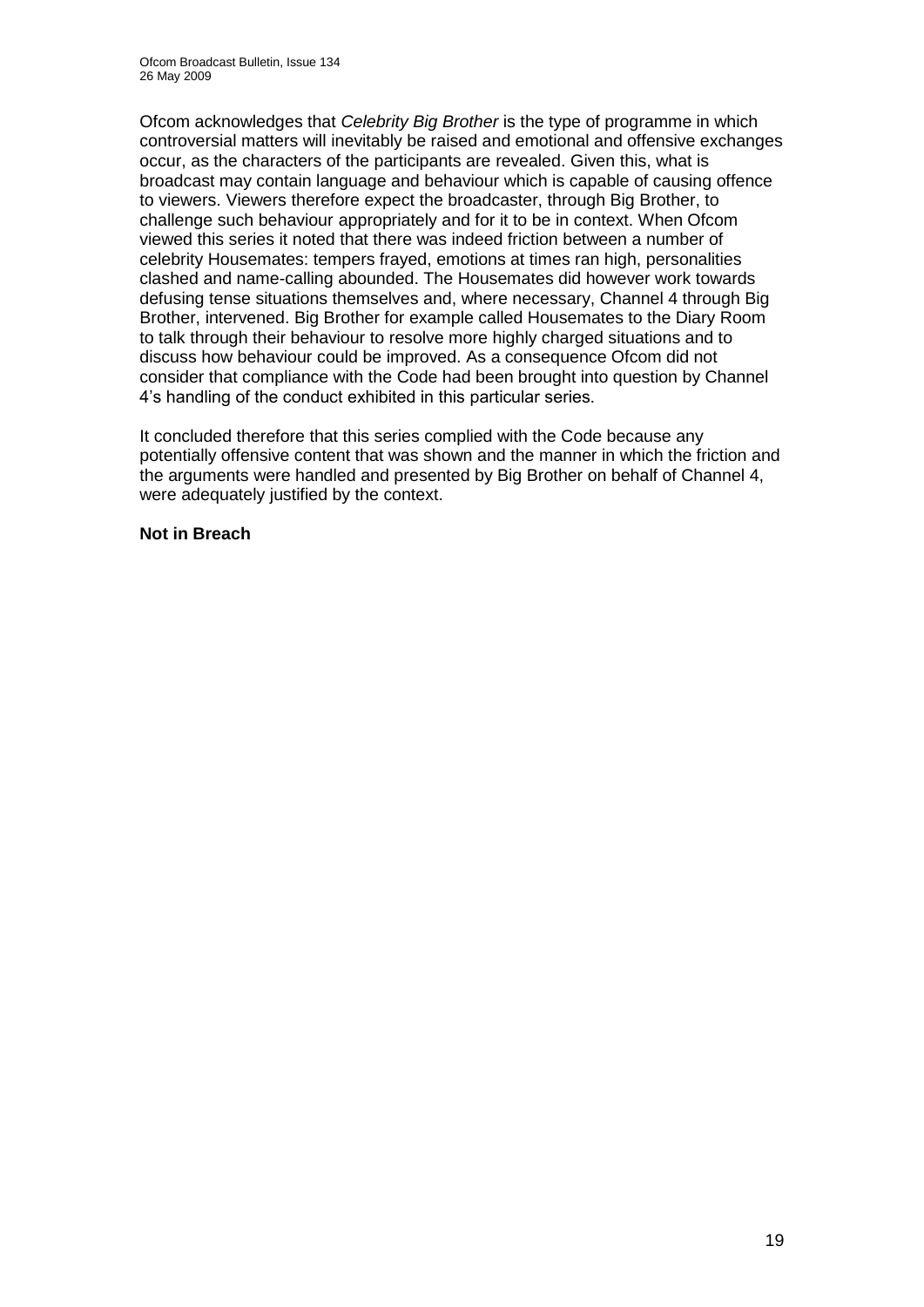Ofcom acknowledges that *Celebrity Big Brother* is the type of programme in which controversial matters will inevitably be raised and emotional and offensive exchanges occur, as the characters of the participants are revealed. Given this, what is broadcast may contain language and behaviour which is capable of causing offence to viewers. Viewers therefore expect the broadcaster, through Big Brother, to challenge such behaviour appropriately and for it to be in context. When Ofcom viewed this series it noted that there was indeed friction between a number of celebrity Housemates: tempers frayed, emotions at times ran high, personalities clashed and name-calling abounded. The Housemates did however work towards defusing tense situations themselves and, where necessary, Channel 4 through Big Brother, intervened. Big Brother for example called Housemates to the Diary Room to talk through their behaviour to resolve more highly charged situations and to discuss how behaviour could be improved. As a consequence Ofcom did not consider that compliance with the Code had been brought into question by Channel 4's handling of the conduct exhibited in this particular series.

It concluded therefore that this series complied with the Code because any potentially offensive content that was shown and the manner in which the friction and the arguments were handled and presented by Big Brother on behalf of Channel 4, were adequately justified by the context.

**Not in Breach**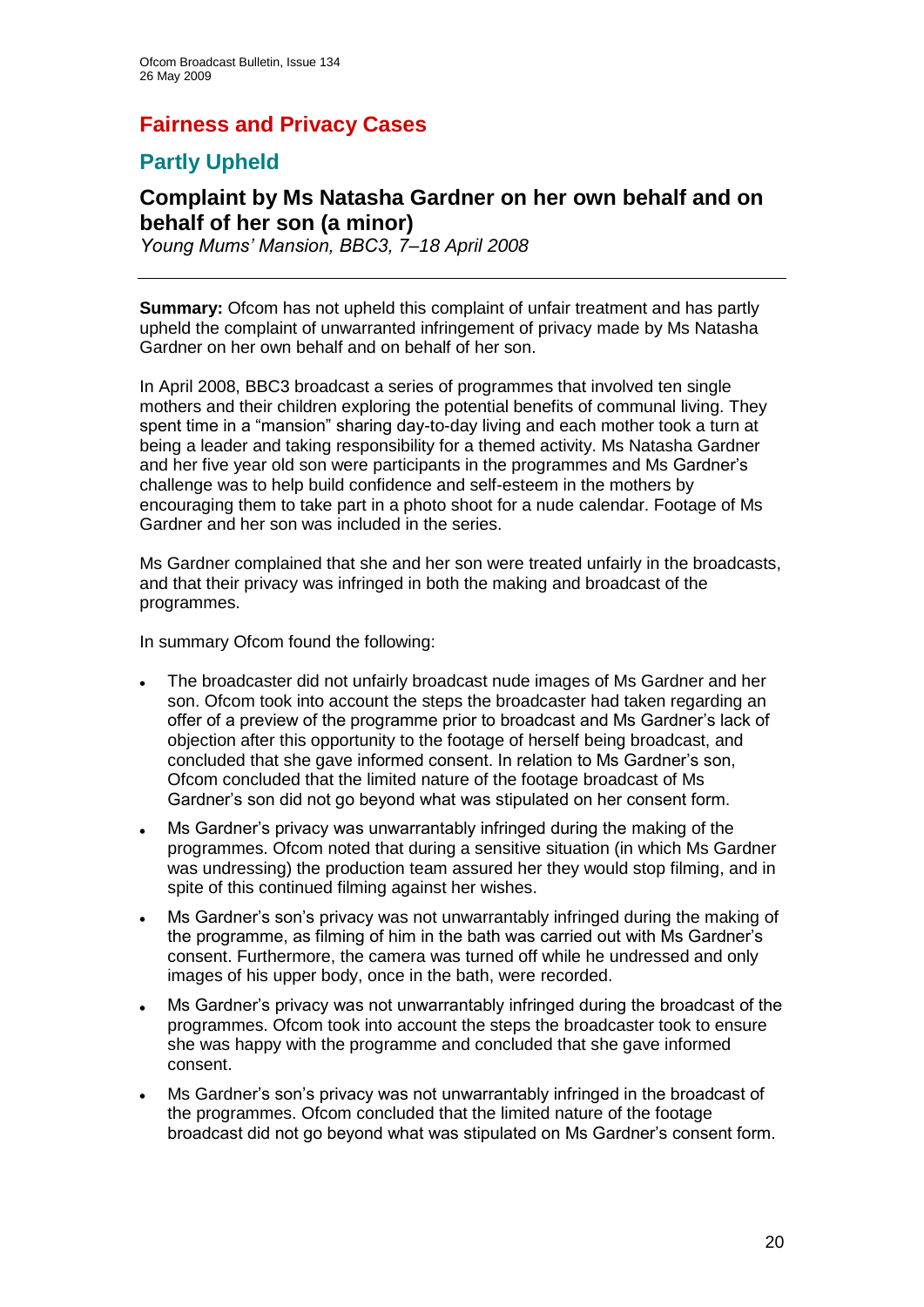# Fairness and Privacy Cases

## Partly Upheld

### Complaint by Ms Natasha Gardner on her own behalf and on behalf of her son (a minor)

*Young Mums' Mansion, BBC3, 7–18 April 2008*

**Summary:** Ofcom has not upheld this complaint of unfair treatment and has partly upheld the complaint of unwarranted infringement of privacy made by Ms Natasha Gardner on her own behalf and on behalf of her son.

In April 2008, BBC3 broadcast a series of programmes that involved ten single mothers and their children exploring the potential benefits of communal living. They spent time in a "mansion" sharing day-to-day living and each mother took a turn at being a leader and taking responsibility for a themed activity. Ms Natasha Gardner and her five year old son were participants in the programmes and Ms Gardner's challenge was to help build confidence and self-esteem in the mothers by encouraging them to take part in a photo shoot for a nude calendar. Footage of Ms Gardner and her son was included in the series.

Ms Gardner complained that she and her son were treated unfairly in the broadcasts, and that their privacy was infringed in both the making and broadcast of the programmes.

In summary Ofcom found the following:

- The broadcaster did not unfairly broadcast nude images of Ms Gardner and her son. Ofcom took into account the steps the broadcaster had taken regarding an offer of a preview of the programme prior to broadcast and Ms Gardner's lack of objection after this opportunity to the footage of herself being broadcast, and concluded that she gave informed consent. In relation to Ms Gardner's son, Ofcom concluded that the limited nature of the footage broadcast of Ms Gardner's son did not go beyond what was stipulated on her consent form.
- Ms Gardner's privacy was unwarrantably infringed during the making of the programmes. Ofcom noted that during a sensitive situation (in which Ms Gardner was undressing) the production team assured her they would stop filming, and in spite of this continued filming against her wishes.
- Ms Gardner's son's privacy was not unwarrantably infringed during the making of the programme, as filming of him in the bath was carried out with Ms Gardner's consent. Furthermore, the camera was turned off while he undressed and only images of his upper body, once in the bath, were recorded.
- Ms Gardner's privacy was not unwarrantably infringed during the broadcast of the programmes. Ofcom took into account the steps the broadcaster took to ensure she was happy with the programme and concluded that she gave informed consent.
- Ms Gardner's son's privacy was not unwarrantably infringed in the broadcast of the programmes. Ofcom concluded that the limited nature of the footage broadcast did not go beyond what was stipulated on Ms Gardner's consent form.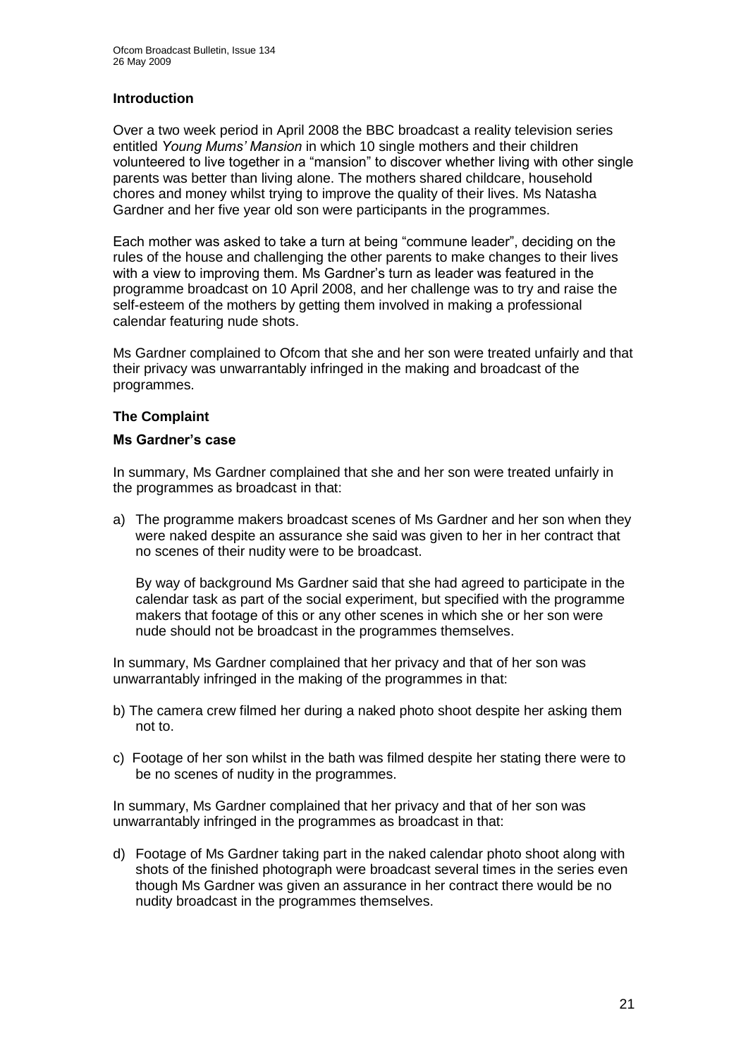## Introduction

Over a two week period in April 2008 the BBC broadcast a reality television series entitled *Young Mums' Mansion* in which 10 single mothers and their children volunteered to live together in a "mansion" to discover whether living with other single parents was better than living alone. The mothers shared childcare, household chores and money whilst trying to improve the quality of their lives. Ms Natasha Gardner and her five year old son were participants in the programmes.

Each mother was asked to take a turn at being "commune leader", deciding on the rules of the house and challenging the other parents to make changes to their lives with a view to improving them. Ms Gardner's turn as leader was featured in the programme broadcast on 10 April 2008, and her challenge was to try and raise the self-esteem of the mothers by getting them involved in making a professional calendar featuring nude shots.

Ms Gardner complained to Ofcom that she and her son were treated unfairly and that their privacy was unwarrantably infringed in the making and broadcast of the programmes.

## The Complaint

### Ms Gardner's case

In summary, Ms Gardner complained that she and her son were treated unfairly in the programmes as broadcast in that:

a) The programme makers broadcast scenes of Ms Gardner and her son when they were naked despite an assurance she said was given to her in her contract that no scenes of their nudity were to be broadcast.

   By way of background Ms Gardner said that she had agreed to participate in the calendar task as part of the social experiment, but specified with the programme makers that footage of this or any other scenes in which she or her son were nude should not be broadcast in the programmes themselves.

In summary, Ms Gardner complained that her privacy and that of her son was unwarrantably infringed in the making of the programmes in that:

b) The camera crew filmed her during a naked photo shoot despite her asking them not to.

c) Footage of her son whilst in the bath was filmed despite her stating there were to be no scenes of nudity in the programmes.

In summary, Ms Gardner complained that her privacy and that of her son was unwarrantably infringed in the programmes as broadcast in that:

d) Footage of Ms Gardner taking part in the naked calendar photo shoot along with shots of the finished photograph were broadcast several times in the series even though Ms Gardner was given an assurance in her contract there would be no nudity broadcast in the programmes themselves.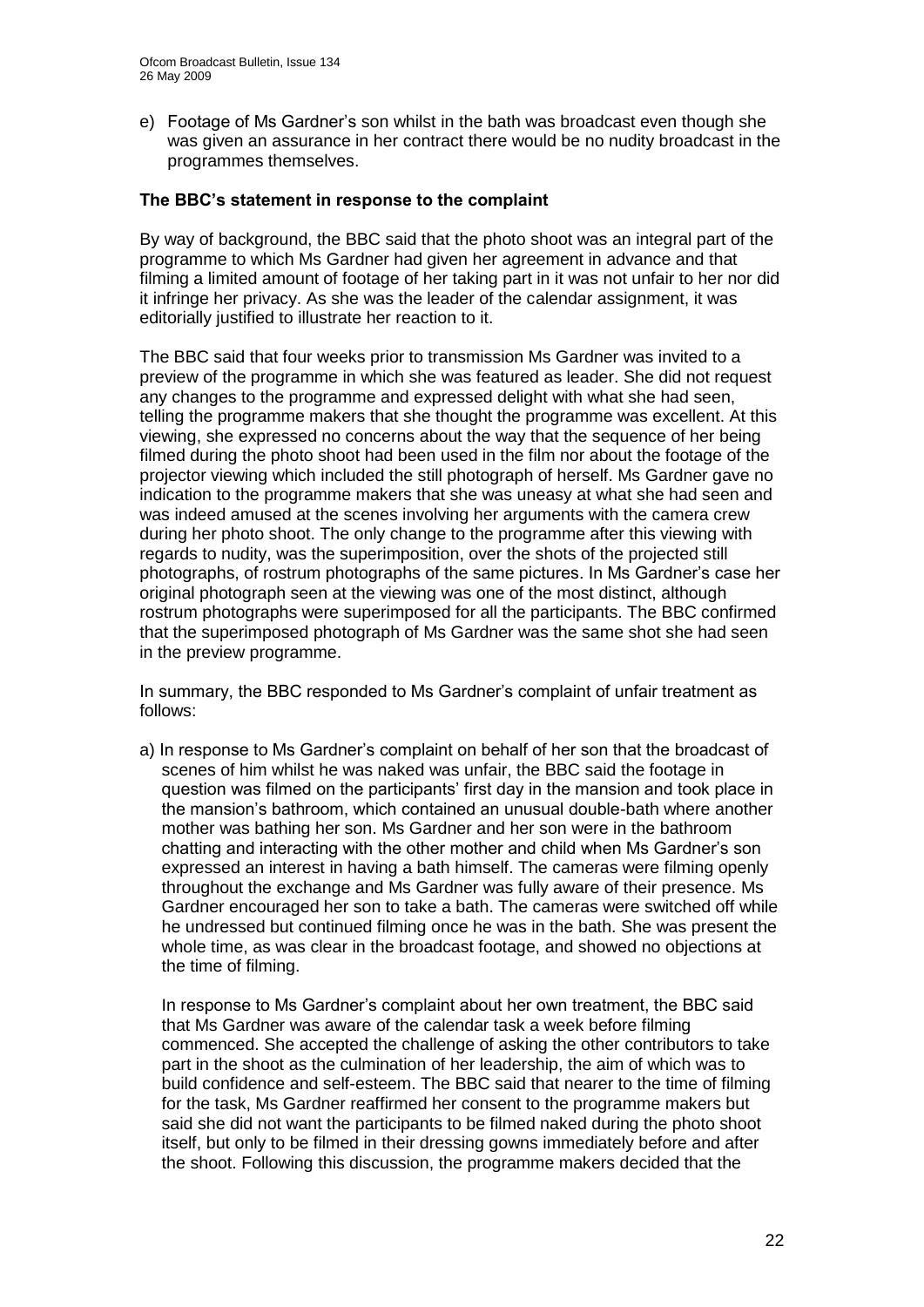e) Footage of Ms Gardner's son whilst in the bath was broadcast even though she was given an assurance in her contract there would be no nudity broadcast in the programmes themselves.

**The BBC's statement in response to the complaint**

By way of background, the BBC said that the photo shoot was an integral part of the programme to which Ms Gardner had given her agreement in advance and that filming a limited amount of footage of her taking part in it was not unfair to her nor did it infringe her privacy. As she was the leader of the calendar assignment, it was editorially justified to illustrate her reaction to it.

The BBC said that four weeks prior to transmission Ms Gardner was invited to a preview of the programme in which she was featured as leader. She did not request any changes to the programme and expressed delight with what she had seen, telling the programme makers that she thought the programme was excellent. At this viewing, she expressed no concerns about the way that the sequence of her being filmed during the photo shoot had been used in the film nor about the footage of the projector viewing which included the still photograph of herself. Ms Gardner gave no indication to the programme makers that she was uneasy at what she had seen and was indeed amused at the scenes involving her arguments with the camera crew during her photo shoot. The only change to the programme after this viewing with regards to nudity, was the superimposition, over the shots of the projected still photographs, of rostrum photographs of the same pictures. In Ms Gardner's case her original photograph seen at the viewing was one of the most distinct, although rostrum photographs were superimposed for all the participants. The BBC confirmed that the superimposed photograph of Ms Gardner was the same shot she had seen in the preview programme.

In summary, the BBC responded to Ms Gardner's complaint of unfair treatment as follows:

a) In response to Ms Gardner's complaint on behalf of her son that the broadcast of scenes of him whilst he was naked was unfair, the BBC said the footage in question was filmed on the participants' first day in the mansion and took place in the mansion's bathroom, which contained an unusual double-bath where another mother was bathing her son. Ms Gardner and her son were in the bathroom chatting and interacting with the other mother and child when Ms Gardner's son expressed an interest in having a bath himself. The cameras were filming openly throughout the exchange and Ms Gardner was fully aware of their presence. Ms Gardner encouraged her son to take a bath. The cameras were switched off while he undressed but continued filming once he was in the bath. She was present the whole time, as was clear in the broadcast footage, and showed no objections at the time of filming.

   In response to Ms Gardner's complaint about her own treatment, the BBC said that Ms Gardner was aware of the calendar task a week before filming commenced. She accepted the challenge of asking the other contributors to take part in the shoot as the culmination of her leadership, the aim of which was to build confidence and self-esteem. The BBC said that nearer to the time of filming for the task, Ms Gardner reaffirmed her consent to the programme makers but said she did not want the participants to be filmed naked during the photo shoot itself, but only to be filmed in their dressing gowns immediately before and after the shoot. Following this discussion, the programme makers decided that the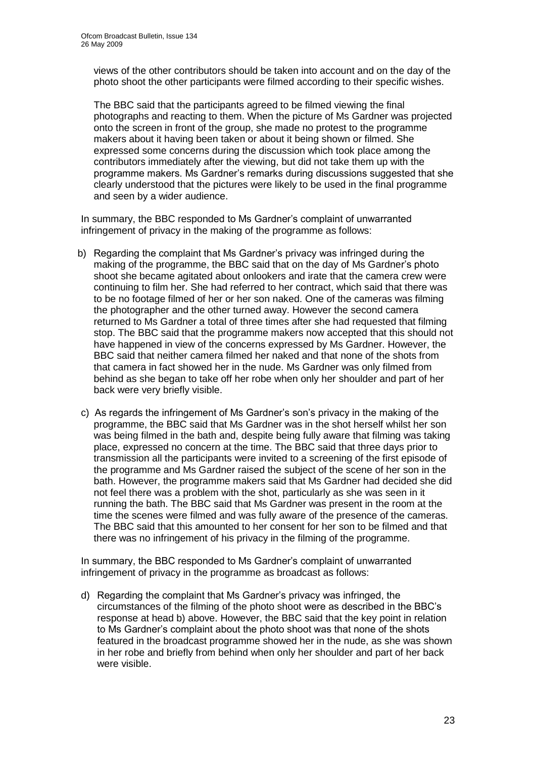views of the other contributors should be taken into account and on the day of the photo shoot the other participants were filmed according to their specific wishes.

The BBC said that the participants agreed to be filmed viewing the final photographs and reacting to them. When the picture of Ms Gardner was projected onto the screen in front of the group, she made no protest to the programme makers about it having been taken or about it being shown or filmed. She expressed some concerns during the discussion which took place among the contributors immediately after the viewing, but did not take them up with the programme makers. Ms Gardner's remarks during discussions suggested that she clearly understood that the pictures were likely to be used in the final programme and seen by a wider audience.

In summary, the BBC responded to Ms Gardner's complaint of unwarranted infringement of privacy in the making of the programme as follows:

b) Regarding the complaint that Ms Gardner's privacy was infringed during the making of the programme, the BBC said that on the day of Ms Gardner's photo shoot she became agitated about onlookers and irate that the camera crew were continuing to film her. She had referred to her contract, which said that there was to be no footage filmed of her or her son naked. One of the cameras was filming the photographer and the other turned away. However the second camera returned to Ms Gardner a total of three times after she had requested that filming stop. The BBC said that the programme makers now accepted that this should not have happened in view of the concerns expressed by Ms Gardner. However, the BBC said that neither camera filmed her naked and that none of the shots from that camera in fact showed her in the nude. Ms Gardner was only filmed from behind as she began to take off her robe when only her shoulder and part of her back were very briefly visible.

c) As regards the infringement of Ms Gardner's son's privacy in the making of the programme, the BBC said that Ms Gardner was in the shot herself whilst her son was being filmed in the bath and, despite being fully aware that filming was taking place, expressed no concern at the time. The BBC said that three days prior to transmission all the participants were invited to a screening of the first episode of the programme and Ms Gardner raised the subject of the scene of her son in the bath. However, the programme makers said that Ms Gardner had decided she did not feel there was a problem with the shot, particularly as she was seen in it running the bath. The BBC said that Ms Gardner was present in the room at the time the scenes were filmed and was fully aware of the presence of the cameras. The BBC said that this amounted to her consent for her son to be filmed and that there was no infringement of his privacy in the filming of the programme.

In summary, the BBC responded to Ms Gardner's complaint of unwarranted infringement of privacy in the programme as broadcast as follows:

d) Regarding the complaint that Ms Gardner's privacy was infringed, the circumstances of the filming of the photo shoot were as described in the BBC's response at head b) above. However, the BBC said that the key point in relation to Ms Gardner's complaint about the photo shoot was that none of the shots featured in the broadcast programme showed her in the nude, as she was shown in her robe and briefly from behind when only her shoulder and part of her back were visible.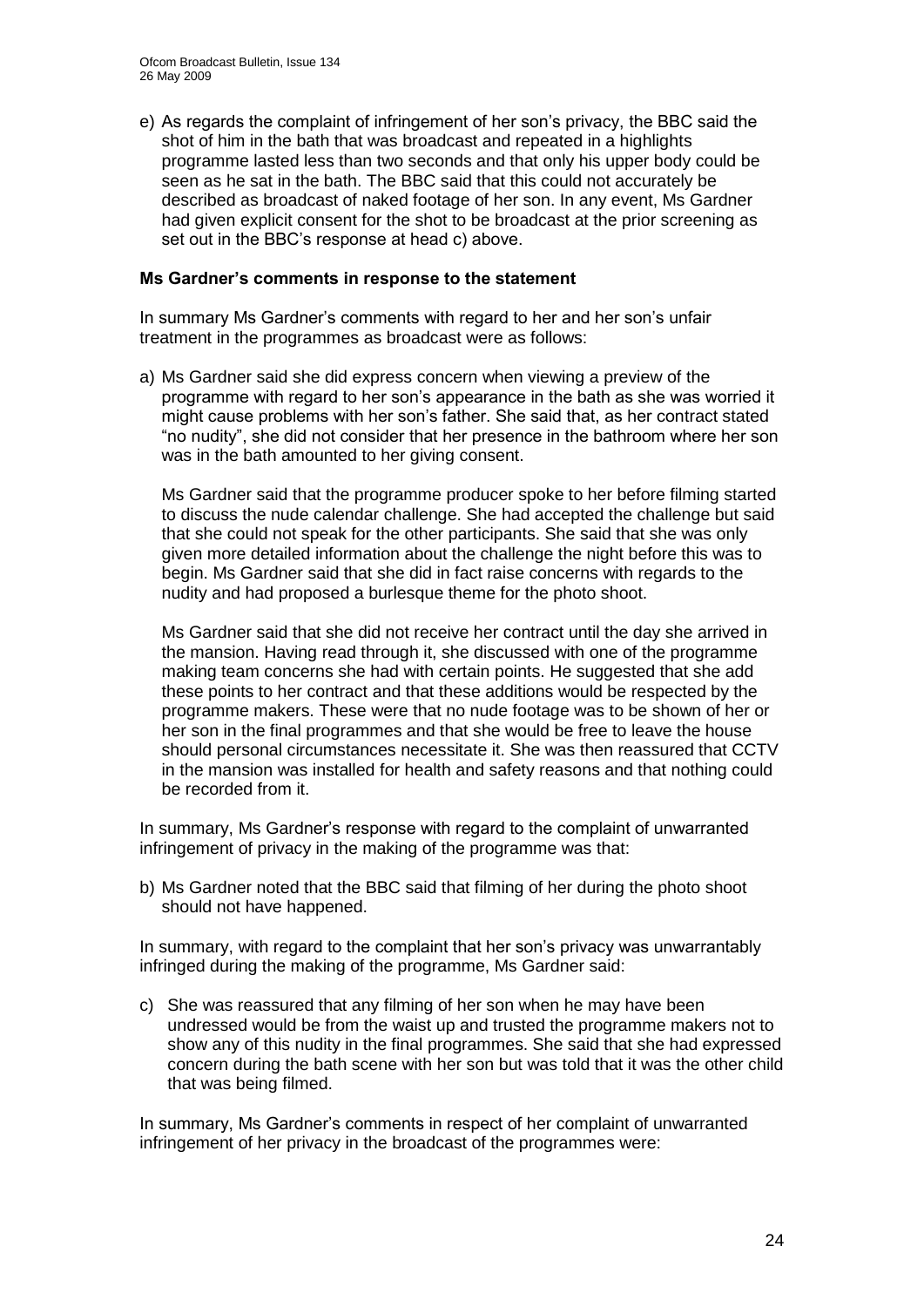e) As regards the complaint of infringement of her son's privacy, the BBC said the shot of him in the bath that was broadcast and repeated in a highlights programme lasted less than two seconds and that only his upper body could be seen as he sat in the bath. The BBC said that this could not accurately be described as broadcast of naked footage of her son. In any event, Ms Gardner had given explicit consent for the shot to be broadcast at the prior screening as set out in the BBC's response at head c) above.

### Ms Gardner's comments in response to the statement

In summary Ms Gardner's comments with regard to her and her son's unfair treatment in the programmes as broadcast were as follows:

a) Ms Gardner said she did express concern when viewing a preview of the programme with regard to her son's appearance in the bath as she was worried it might cause problems with her son's father. She said that, as her contract stated "no nudity", she did not consider that her presence in the bathroom where her son was in the bath amounted to her giving consent.

   Ms Gardner said that the programme producer spoke to her before filming started to discuss the nude calendar challenge. She had accepted the challenge but said that she could not speak for the other participants. She said that she was only given more detailed information about the challenge the night before this was to begin. Ms Gardner said that she did in fact raise concerns with regards to the nudity and had proposed a burlesque theme for the photo shoot.

   Ms Gardner said that she did not receive her contract until the day she arrived in the mansion. Having read through it, she discussed with one of the programme making team concerns she had with certain points. He suggested that she add these points to her contract and that these additions would be respected by the programme makers. These were that no nude footage was to be shown of her or her son in the final programmes and that she would be free to leave the house should personal circumstances necessitate it. She was then reassured that CCTV in the mansion was installed for health and safety reasons and that nothing could be recorded from it.

In summary, Ms Gardner's response with regard to the complaint of unwarranted infringement of privacy in the making of the programme was that:

b) Ms Gardner noted that the BBC said that filming of her during the photo shoot should not have happened.

In summary, with regard to the complaint that her son's privacy was unwarrantably infringed during the making of the programme, Ms Gardner said:

c) She was reassured that any filming of her son when he may have been undressed would be from the waist up and trusted the programme makers not to show any of this nudity in the final programmes. She said that she had expressed concern during the bath scene with her son but was told that it was the other child that was being filmed.

In summary, Ms Gardner's comments in respect of her complaint of unwarranted infringement of her privacy in the broadcast of the programmes were: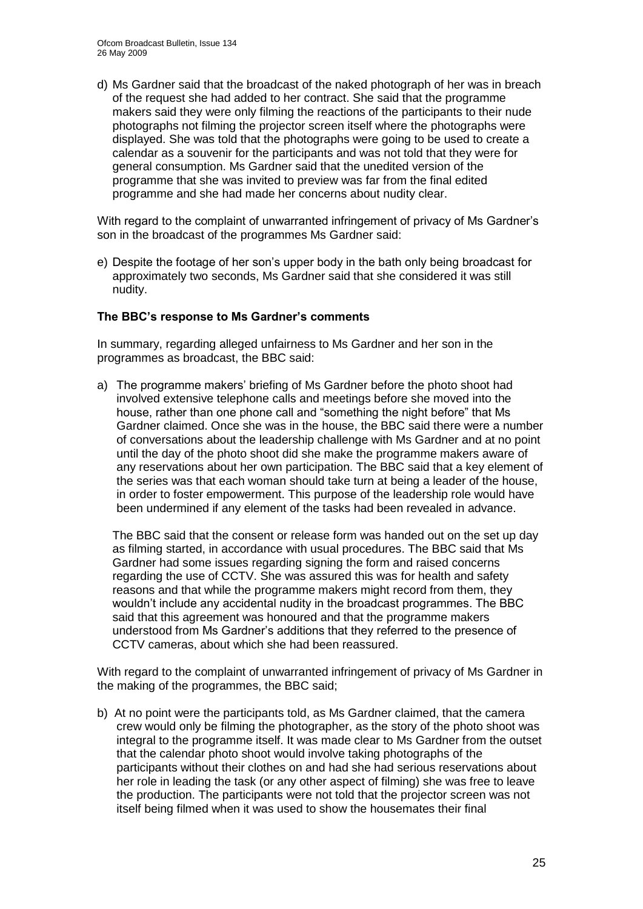d) Ms Gardner said that the broadcast of the naked photograph of her was in breach of the request she had added to her contract. She said that the programme makers said they were only filming the reactions of the participants to their nude photographs not filming the projector screen itself where the photographs were displayed. She was told that the photographs were going to be used to create a calendar as a souvenir for the participants and was not told that they were for general consumption. Ms Gardner said that the unedited version of the programme that she was invited to preview was far from the final edited programme and she had made her concerns about nudity clear.

With regard to the complaint of unwarranted infringement of privacy of Ms Gardner's son in the broadcast of the programmes Ms Gardner said:

e) Despite the footage of her son's upper body in the bath only being broadcast for approximately two seconds, Ms Gardner said that she considered it was still nudity.

**The BBC's response to Ms Gardner's comments**

In summary, regarding alleged unfairness to Ms Gardner and her son in the programmes as broadcast, the BBC said:

a) The programme makers' briefing of Ms Gardner before the photo shoot had involved extensive telephone calls and meetings before she moved into the house, rather than one phone call and "something the night before" that Ms Gardner claimed. Once she was in the house, the BBC said there were a number of conversations about the leadership challenge with Ms Gardner and at no point until the day of the photo shoot did she make the programme makers aware of any reservations about her own participation. The BBC said that a key element of the series was that each woman should take turn at being a leader of the house, in order to foster empowerment. This purpose of the leadership role would have been undermined if any element of the tasks had been revealed in advance.

   The BBC said that the consent or release form was handed out on the set up day as filming started, in accordance with usual procedures. The BBC said that Ms Gardner had some issues regarding signing the form and raised concerns regarding the use of CCTV. She was assured this was for health and safety reasons and that while the programme makers might record from them, they wouldn't include any accidental nudity in the broadcast programmes. The BBC said that this agreement was honoured and that the programme makers understood from Ms Gardner's additions that they referred to the presence of CCTV cameras, about which she had been reassured.

With regard to the complaint of unwarranted infringement of privacy of Ms Gardner in the making of the programmes, the BBC said;

b) At no point were the participants told, as Ms Gardner claimed, that the camera crew would only be filming the photographer, as the story of the photo shoot was integral to the programme itself. It was made clear to Ms Gardner from the outset that the calendar photo shoot would involve taking photographs of the participants without their clothes on and had she had serious reservations about her role in leading the task (or any other aspect of filming) she was free to leave the production. The participants were not told that the projector screen was not itself being filmed when it was used to show the housemates their final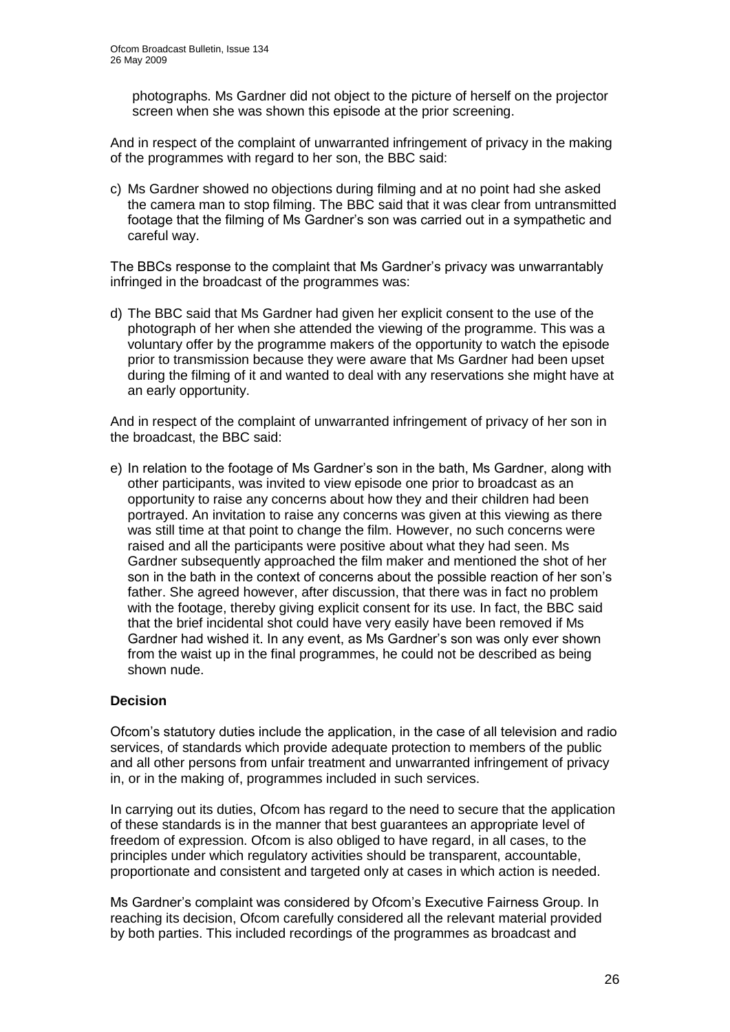photographs. Ms Gardner did not object to the picture of herself on the projector screen when she was shown this episode at the prior screening.

And in respect of the complaint of unwarranted infringement of privacy in the making of the programmes with regard to her son, the BBC said:

c) Ms Gardner showed no objections during filming and at no point had she asked the camera man to stop filming. The BBC said that it was clear from untransmitted footage that the filming of Ms Gardner's son was carried out in a sympathetic and careful way.

The BBCs response to the complaint that Ms Gardner's privacy was unwarrantably infringed in the broadcast of the programmes was:

d) The BBC said that Ms Gardner had given her explicit consent to the use of the photograph of her when she attended the viewing of the programme. This was a voluntary offer by the programme makers of the opportunity to watch the episode prior to transmission because they were aware that Ms Gardner had been upset during the filming of it and wanted to deal with any reservations she might have at an early opportunity.

And in respect of the complaint of unwarranted infringement of privacy of her son in the broadcast, the BBC said:

e) In relation to the footage of Ms Gardner's son in the bath, Ms Gardner, along with other participants, was invited to view episode one prior to broadcast as an opportunity to raise any concerns about how they and their children had been portrayed. An invitation to raise any concerns was given at this viewing as there was still time at that point to change the film. However, no such concerns were raised and all the participants were positive about what they had seen. Ms Gardner subsequently approached the film maker and mentioned the shot of her son in the bath in the context of concerns about the possible reaction of her son's father. She agreed however, after discussion, that there was in fact no problem with the footage, thereby giving explicit consent for its use. In fact, the BBC said that the brief incidental shot could have very easily have been removed if Ms Gardner had wished it. In any event, as Ms Gardner's son was only ever shown from the waist up in the final programmes, he could not be described as being shown nude.

**Decision**

Ofcom's statutory duties include the application, in the case of all television and radio services, of standards which provide adequate protection to members of the public and all other persons from unfair treatment and unwarranted infringement of privacy in, or in the making of, programmes included in such services.

In carrying out its duties, Ofcom has regard to the need to secure that the application of these standards is in the manner that best guarantees an appropriate level of freedom of expression. Ofcom is also obliged to have regard, in all cases, to the principles under which regulatory activities should be transparent, accountable, proportionate and consistent and targeted only at cases in which action is needed.

Ms Gardner's complaint was considered by Ofcom's Executive Fairness Group. In reaching its decision, Ofcom carefully considered all the relevant material provided by both parties. This included recordings of the programmes as broadcast and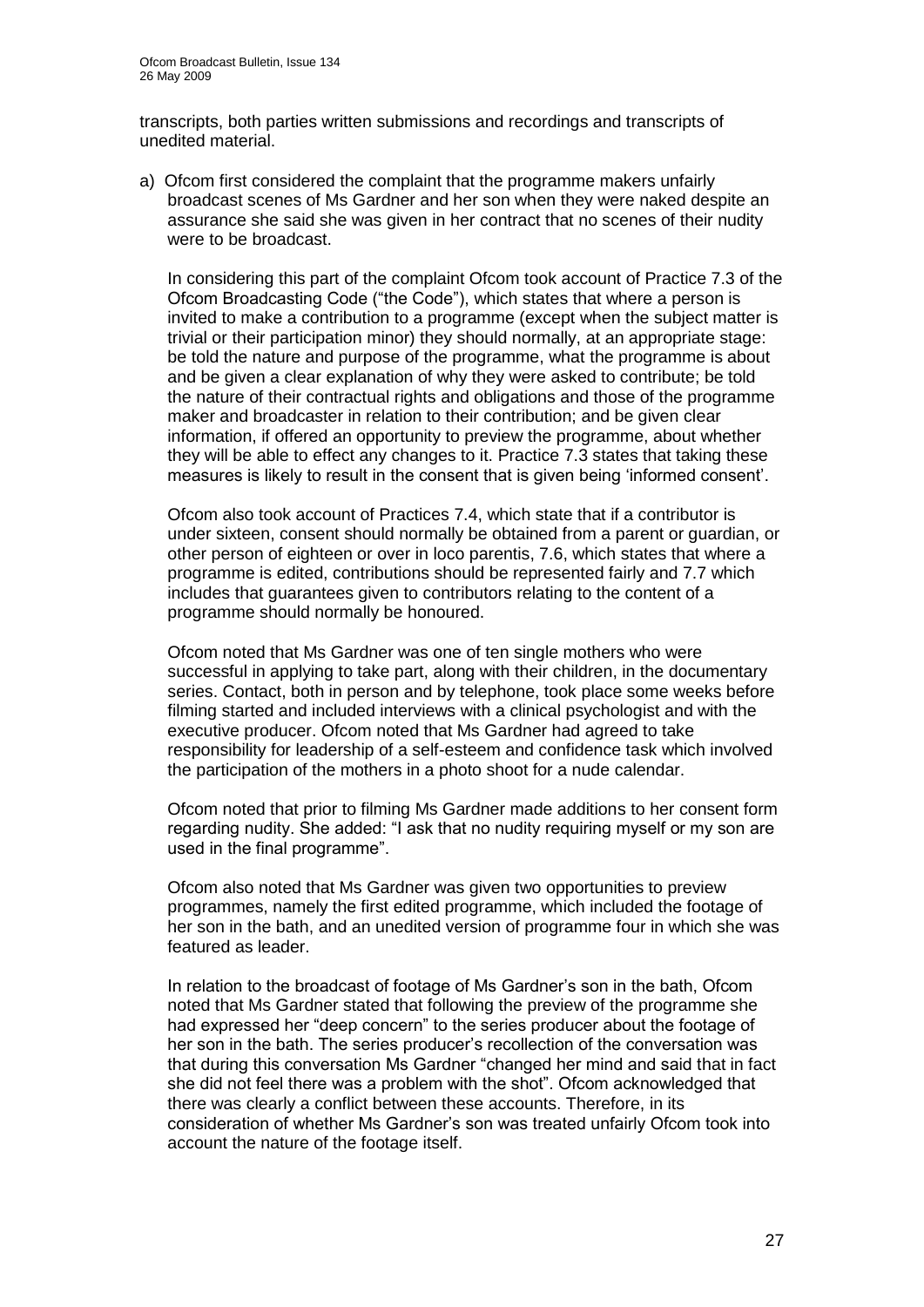transcripts, both parties written submissions and recordings and transcripts of unedited material.

a) Ofcom first considered the complaint that the programme makers unfairly broadcast scenes of Ms Gardner and her son when they were naked despite an assurance she said she was given in her contract that no scenes of their nudity were to be broadcast.

   In considering this part of the complaint Ofcom took account of Practice 7.3 of the Ofcom Broadcasting Code ("the Code"), which states that where a person is invited to make a contribution to a programme (except when the subject matter is trivial or their participation minor) they should normally, at an appropriate stage: be told the nature and purpose of the programme, what the programme is about and be given a clear explanation of why they were asked to contribute; be told the nature of their contractual rights and obligations and those of the programme maker and broadcaster in relation to their contribution; and be given clear information, if offered an opportunity to preview the programme, about whether they will be able to effect any changes to it. Practice 7.3 states that taking these measures is likely to result in the consent that is given being 'informed consent'.

   Ofcom also took account of Practices 7.4, which state that if a contributor is under sixteen, consent should normally be obtained from a parent or guardian, or other person of eighteen or over in loco parentis, 7.6, which states that where a programme is edited, contributions should be represented fairly and 7.7 which includes that guarantees given to contributors relating to the content of a programme should normally be honoured.

   Ofcom noted that Ms Gardner was one of ten single mothers who were successful in applying to take part, along with their children, in the documentary series. Contact, both in person and by telephone, took place some weeks before filming started and included interviews with a clinical psychologist and with the executive producer. Ofcom noted that Ms Gardner had agreed to take responsibility for leadership of a self-esteem and confidence task which involved the participation of the mothers in a photo shoot for a nude calendar.

   Ofcom noted that prior to filming Ms Gardner made additions to her consent form regarding nudity. She added: "I ask that no nudity requiring myself or my son are used in the final programme".

   Ofcom also noted that Ms Gardner was given two opportunities to preview programmes, namely the first edited programme, which included the footage of her son in the bath, and an unedited version of programme four in which she was featured as leader.

   In relation to the broadcast of footage of Ms Gardner's son in the bath, Ofcom noted that Ms Gardner stated that following the preview of the programme she had expressed her "deep concern" to the series producer about the footage of her son in the bath. The series producer's recollection of the conversation was that during this conversation Ms Gardner "changed her mind and said that in fact she did not feel there was a problem with the shot". Ofcom acknowledged that there was clearly a conflict between these accounts. Therefore, in its consideration of whether Ms Gardner's son was treated unfairly Ofcom took into account the nature of the footage itself.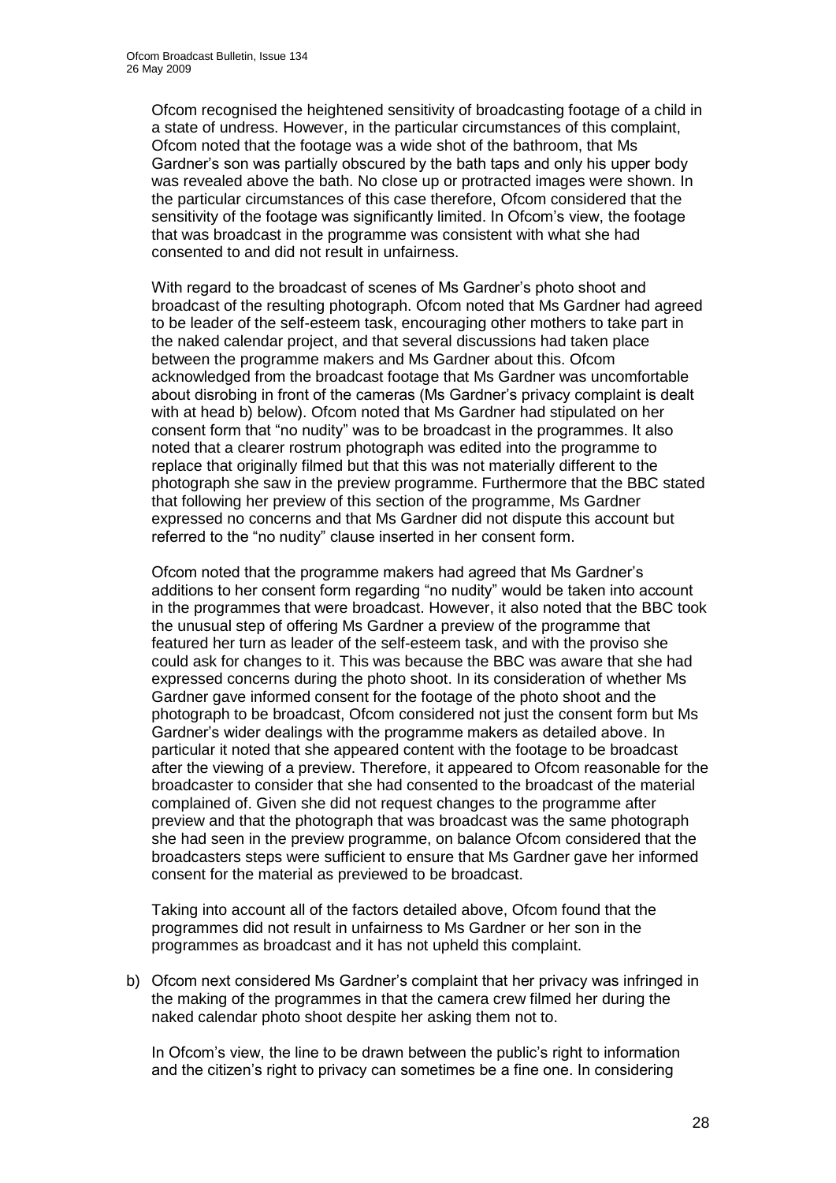Ofcom recognised the heightened sensitivity of broadcasting footage of a child in a state of undress. However, in the particular circumstances of this complaint, Ofcom noted that the footage was a wide shot of the bathroom, that Ms Gardner's son was partially obscured by the bath taps and only his upper body was revealed above the bath. No close up or protracted images were shown. In the particular circumstances of this case therefore, Ofcom considered that the sensitivity of the footage was significantly limited. In Ofcom's view, the footage that was broadcast in the programme was consistent with what she had consented to and did not result in unfairness.

With regard to the broadcast of scenes of Ms Gardner's photo shoot and broadcast of the resulting photograph. Ofcom noted that Ms Gardner had agreed to be leader of the self-esteem task, encouraging other mothers to take part in the naked calendar project, and that several discussions had taken place between the programme makers and Ms Gardner about this. Ofcom acknowledged from the broadcast footage that Ms Gardner was uncomfortable about disrobing in front of the cameras (Ms Gardner's privacy complaint is dealt with at head b) below). Ofcom noted that Ms Gardner had stipulated on her consent form that "no nudity" was to be broadcast in the programmes. It also noted that a clearer rostrum photograph was edited into the programme to replace that originally filmed but that this was not materially different to the photograph she saw in the preview programme. Furthermore that the BBC stated that following her preview of this section of the programme, Ms Gardner expressed no concerns and that Ms Gardner did not dispute this account but referred to the "no nudity" clause inserted in her consent form.

Ofcom noted that the programme makers had agreed that Ms Gardner's additions to her consent form regarding "no nudity" would be taken into account in the programmes that were broadcast. However, it also noted that the BBC took the unusual step of offering Ms Gardner a preview of the programme that featured her turn as leader of the self-esteem task, and with the proviso she could ask for changes to it. This was because the BBC was aware that she had expressed concerns during the photo shoot. In its consideration of whether Ms Gardner gave informed consent for the footage of the photo shoot and the photograph to be broadcast, Ofcom considered not just the consent form but Ms Gardner's wider dealings with the programme makers as detailed above. In particular it noted that she appeared content with the footage to be broadcast after the viewing of a preview. Therefore, it appeared to Ofcom reasonable for the broadcaster to consider that she had consented to the broadcast of the material complained of. Given she did not request changes to the programme after preview and that the photograph that was broadcast was the same photograph she had seen in the preview programme, on balance Ofcom considered that the broadcasters steps were sufficient to ensure that Ms Gardner gave her informed consent for the material as previewed to be broadcast.

Taking into account all of the factors detailed above, Ofcom found that the programmes did not result in unfairness to Ms Gardner or her son in the programmes as broadcast and it has not upheld this complaint.

b) Ofcom next considered Ms Gardner's complaint that her privacy was infringed in the making of the programmes in that the camera crew filmed her during the naked calendar photo shoot despite her asking them not to.

In Ofcom's view, the line to be drawn between the public's right to information and the citizen's right to privacy can sometimes be a fine one. In considering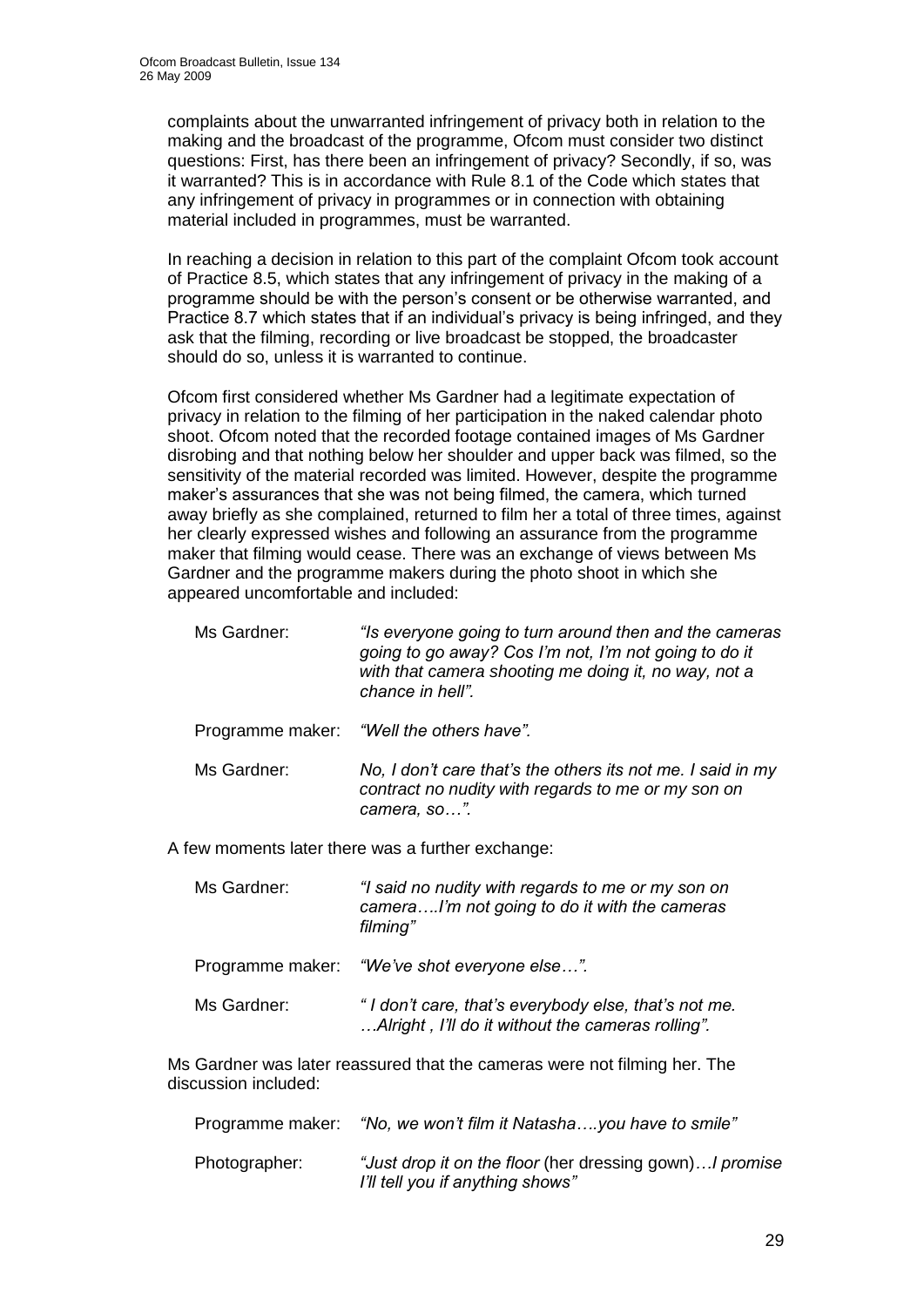complaints about the unwarranted infringement of privacy both in relation to the making and the broadcast of the programme, Ofcom must consider two distinct questions: First, has there been an infringement of privacy? Secondly, if so, was it warranted? This is in accordance with Rule 8.1 of the Code which states that any infringement of privacy in programmes or in connection with obtaining material included in programmes, must be warranted.

In reaching a decision in relation to this part of the complaint Ofcom took account of Practice 8.5, which states that any infringement of privacy in the making of a programme should be with the person's consent or be otherwise warranted, and Practice 8.7 which states that if an individual's privacy is being infringed, and they ask that the filming, recording or live broadcast be stopped, the broadcaster should do so, unless it is warranted to continue.

Ofcom first considered whether Ms Gardner had a legitimate expectation of privacy in relation to the filming of her participation in the naked calendar photo shoot. Ofcom noted that the recorded footage contained images of Ms Gardner disrobing and that nothing below her shoulder and upper back was filmed, so the sensitivity of the material recorded was limited. However, despite the programme maker's assurances that she was not being filmed, the camera, which turned away briefly as she complained, returned to film her a total of three times, against her clearly expressed wishes and following an assurance from the programme maker that filming would cease. There was an exchange of views between Ms Gardner and the programme makers during the photo shoot in which she appeared uncomfortable and included:

> Ms Gardner: *"Is everyone going to turn around then and the cameras going to go away? Cos I'm not, I'm not going to do it with that camera shooting me doing it, no way, not a chance in hell".*
>
> Programme maker: *"Well the others have".*
>
> Ms Gardner: *No, I don't care that's the others its not me. I said in my contract no nudity with regards to me or my son on camera, so…".*

A few moments later there was a further exchange:

> Ms Gardner: *"I said no nudity with regards to me or my son on camera….I'm not going to do it with the cameras filming"*
>
> Programme maker: *"We've shot everyone else…".*
>
> Ms Gardner: *" I don't care, that's everybody else, that's not me. …Alright , I'll do it without the cameras rolling".*

Ms Gardner was later reassured that the cameras were not filming her. The discussion included:

> Programme maker: *"No, we won't film it Natasha….you have to smile"*
>
> Photographer: *"Just drop it on the floor* (her dressing gown)*…I promise I'll tell you if anything shows"*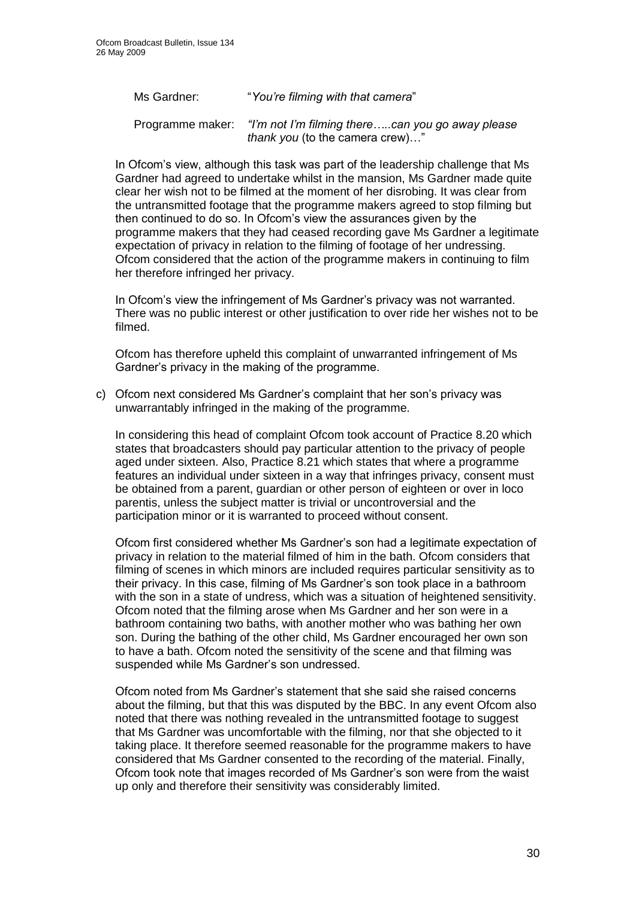Ms Gardner: "*You're filming with that camera*"

Programme maker: *"I'm not I'm filming there…..can you go away please thank you* (to the camera crew)…"

In Ofcom's view, although this task was part of the leadership challenge that Ms Gardner had agreed to undertake whilst in the mansion, Ms Gardner made quite clear her wish not to be filmed at the moment of her disrobing. It was clear from the untransmitted footage that the programme makers agreed to stop filming but then continued to do so. In Ofcom's view the assurances given by the programme makers that they had ceased recording gave Ms Gardner a legitimate expectation of privacy in relation to the filming of footage of her undressing. Ofcom considered that the action of the programme makers in continuing to film her therefore infringed her privacy.

In Ofcom's view the infringement of Ms Gardner's privacy was not warranted. There was no public interest or other justification to over ride her wishes not to be filmed.

Ofcom has therefore upheld this complaint of unwarranted infringement of Ms Gardner's privacy in the making of the programme.

c) Ofcom next considered Ms Gardner's complaint that her son's privacy was unwarrantably infringed in the making of the programme.

In considering this head of complaint Ofcom took account of Practice 8.20 which states that broadcasters should pay particular attention to the privacy of people aged under sixteen. Also, Practice 8.21 which states that where a programme features an individual under sixteen in a way that infringes privacy, consent must be obtained from a parent, guardian or other person of eighteen or over in loco parentis, unless the subject matter is trivial or uncontroversial and the participation minor or it is warranted to proceed without consent.

Ofcom first considered whether Ms Gardner's son had a legitimate expectation of privacy in relation to the material filmed of him in the bath. Ofcom considers that filming of scenes in which minors are included requires particular sensitivity as to their privacy. In this case, filming of Ms Gardner's son took place in a bathroom with the son in a state of undress, which was a situation of heightened sensitivity. Ofcom noted that the filming arose when Ms Gardner and her son were in a bathroom containing two baths, with another mother who was bathing her own son. During the bathing of the other child, Ms Gardner encouraged her own son to have a bath. Ofcom noted the sensitivity of the scene and that filming was suspended while Ms Gardner's son undressed.

Ofcom noted from Ms Gardner's statement that she said she raised concerns about the filming, but that this was disputed by the BBC. In any event Ofcom also noted that there was nothing revealed in the untransmitted footage to suggest that Ms Gardner was uncomfortable with the filming, nor that she objected to it taking place. It therefore seemed reasonable for the programme makers to have considered that Ms Gardner consented to the recording of the material. Finally, Ofcom took note that images recorded of Ms Gardner's son were from the waist up only and therefore their sensitivity was considerably limited.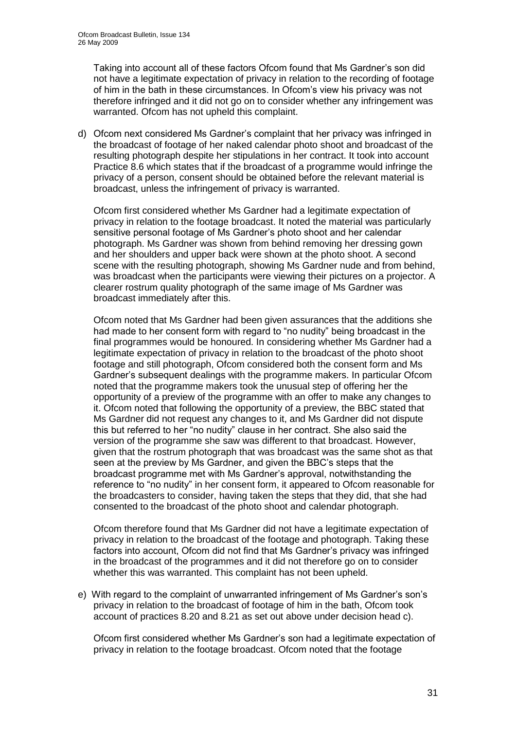Taking into account all of these factors Ofcom found that Ms Gardner's son did not have a legitimate expectation of privacy in relation to the recording of footage of him in the bath in these circumstances. In Ofcom's view his privacy was not therefore infringed and it did not go on to consider whether any infringement was warranted. Ofcom has not upheld this complaint.

d) Ofcom next considered Ms Gardner's complaint that her privacy was infringed in the broadcast of footage of her naked calendar photo shoot and broadcast of the resulting photograph despite her stipulations in her contract. It took into account Practice 8.6 which states that if the broadcast of a programme would infringe the privacy of a person, consent should be obtained before the relevant material is broadcast, unless the infringement of privacy is warranted.

   Ofcom first considered whether Ms Gardner had a legitimate expectation of privacy in relation to the footage broadcast. It noted the material was particularly sensitive personal footage of Ms Gardner's photo shoot and her calendar photograph. Ms Gardner was shown from behind removing her dressing gown and her shoulders and upper back were shown at the photo shoot. A second scene with the resulting photograph, showing Ms Gardner nude and from behind, was broadcast when the participants were viewing their pictures on a projector. A clearer rostrum quality photograph of the same image of Ms Gardner was broadcast immediately after this.

   Ofcom noted that Ms Gardner had been given assurances that the additions she had made to her consent form with regard to "no nudity" being broadcast in the final programmes would be honoured. In considering whether Ms Gardner had a legitimate expectation of privacy in relation to the broadcast of the photo shoot footage and still photograph, Ofcom considered both the consent form and Ms Gardner's subsequent dealings with the programme makers. In particular Ofcom noted that the programme makers took the unusual step of offering her the opportunity of a preview of the programme with an offer to make any changes to it. Ofcom noted that following the opportunity of a preview, the BBC stated that Ms Gardner did not request any changes to it, and Ms Gardner did not dispute this but referred to her "no nudity" clause in her contract. She also said the version of the programme she saw was different to that broadcast. However, given that the rostrum photograph that was broadcast was the same shot as that seen at the preview by Ms Gardner, and given the BBC's steps that the broadcast programme met with Ms Gardner's approval, notwithstanding the reference to "no nudity" in her consent form, it appeared to Ofcom reasonable for the broadcasters to consider, having taken the steps that they did, that she had consented to the broadcast of the photo shoot and calendar photograph.

   Ofcom therefore found that Ms Gardner did not have a legitimate expectation of privacy in relation to the broadcast of the footage and photograph. Taking these factors into account, Ofcom did not find that Ms Gardner's privacy was infringed in the broadcast of the programmes and it did not therefore go on to consider whether this was warranted. This complaint has not been upheld.

e) With regard to the complaint of unwarranted infringement of Ms Gardner's son's privacy in relation to the broadcast of footage of him in the bath, Ofcom took account of practices 8.20 and 8.21 as set out above under decision head c).

   Ofcom first considered whether Ms Gardner's son had a legitimate expectation of privacy in relation to the footage broadcast. Ofcom noted that the footage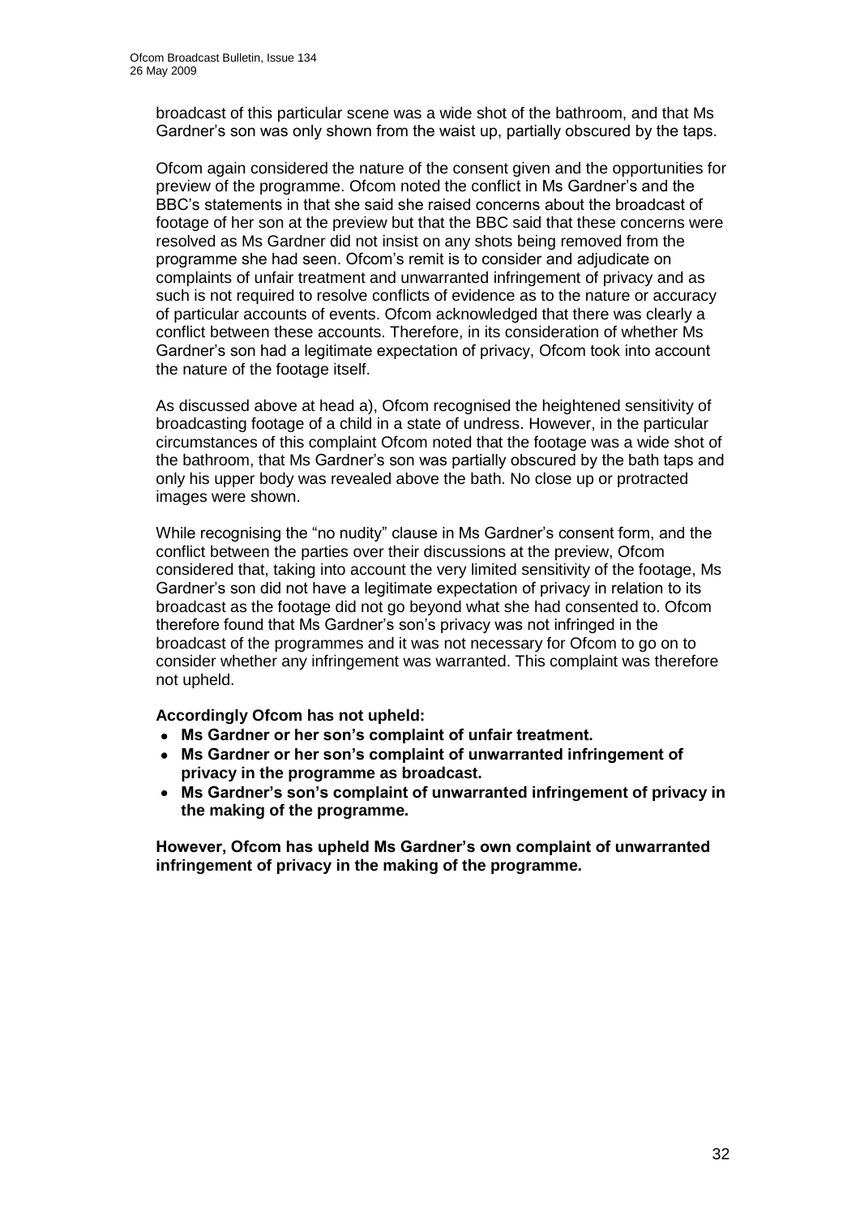broadcast of this particular scene was a wide shot of the bathroom, and that Ms Gardner's son was only shown from the waist up, partially obscured by the taps.

Ofcom again considered the nature of the consent given and the opportunities for preview of the programme. Ofcom noted the conflict in Ms Gardner's and the BBC's statements in that she said she raised concerns about the broadcast of footage of her son at the preview but that the BBC said that these concerns were resolved as Ms Gardner did not insist on any shots being removed from the programme she had seen. Ofcom's remit is to consider and adjudicate on complaints of unfair treatment and unwarranted infringement of privacy and as such is not required to resolve conflicts of evidence as to the nature or accuracy of particular accounts of events. Ofcom acknowledged that there was clearly a conflict between these accounts. Therefore, in its consideration of whether Ms Gardner's son had a legitimate expectation of privacy, Ofcom took into account the nature of the footage itself.

As discussed above at head a), Ofcom recognised the heightened sensitivity of broadcasting footage of a child in a state of undress. However, in the particular circumstances of this complaint Ofcom noted that the footage was a wide shot of the bathroom, that Ms Gardner's son was partially obscured by the bath taps and only his upper body was revealed above the bath. No close up or protracted images were shown.

While recognising the "no nudity" clause in Ms Gardner's consent form, and the conflict between the parties over their discussions at the preview, Ofcom considered that, taking into account the very limited sensitivity of the footage, Ms Gardner's son did not have a legitimate expectation of privacy in relation to its broadcast as the footage did not go beyond what she had consented to. Ofcom therefore found that Ms Gardner's son's privacy was not infringed in the broadcast of the programmes and it was not necessary for Ofcom to go on to consider whether any infringement was warranted. This complaint was therefore not upheld.

**Accordingly Ofcom has not upheld:**

- **Ms Gardner or her son's complaint of unfair treatment.**
- **Ms Gardner or her son's complaint of unwarranted infringement of privacy in the programme as broadcast.**
- **Ms Gardner's son's complaint of unwarranted infringement of privacy in the making of the programme.**

**However, Ofcom has upheld Ms Gardner's own complaint of unwarranted infringement of privacy in the making of the programme.**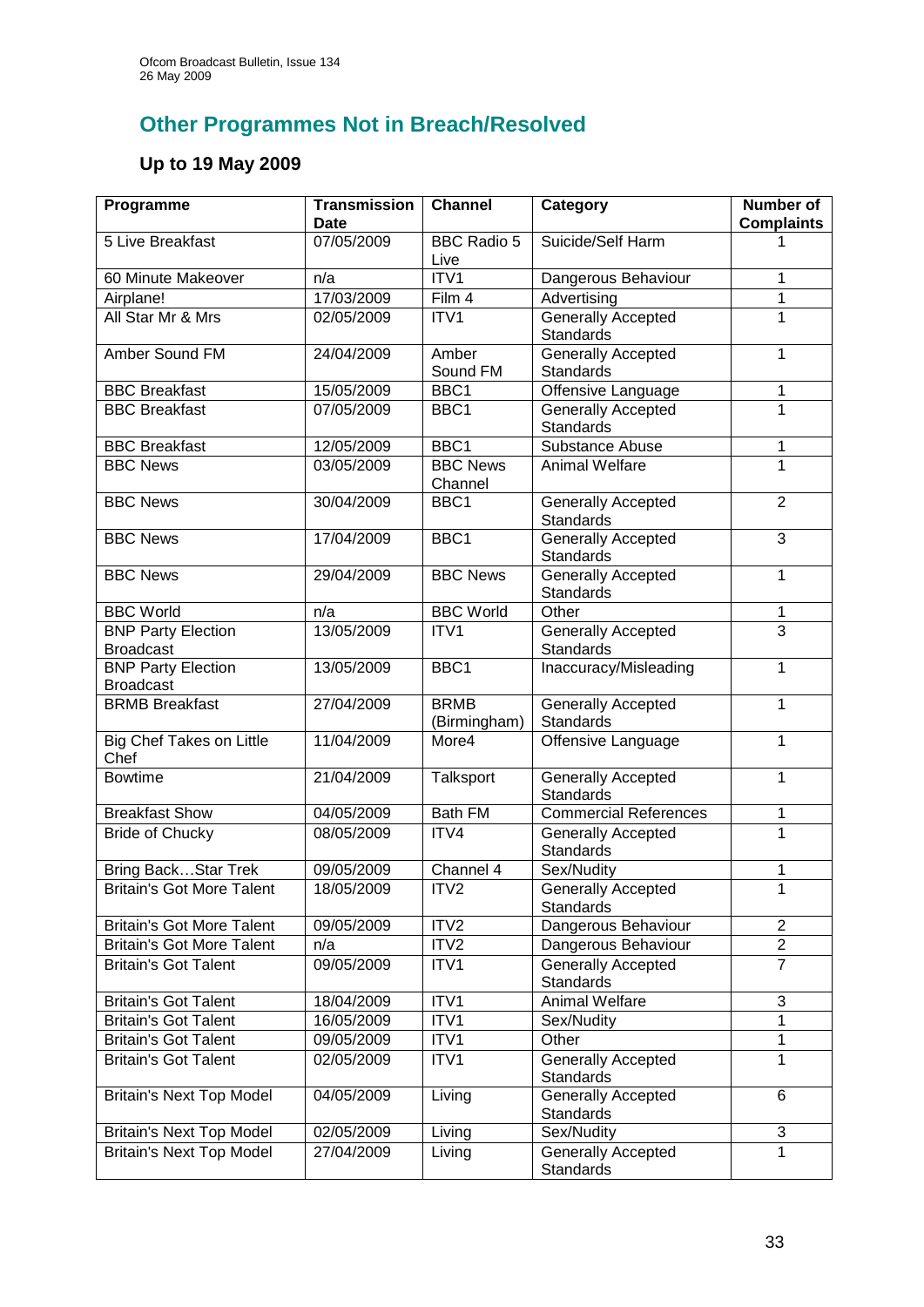## Other Programmes Not in Breach/Resolved

### Up to 19 May 2009

| Programme | Transmission Date | Channel | Category | Number of Complaints |
|---|---|---|---|---|
| 5 Live Breakfast | 07/05/2009 | BBC Radio 5 Live | Suicide/Self Harm | 1 |
| 60 Minute Makeover | n/a | ITV1 | Dangerous Behaviour | 1 |
| Airplane! | 17/03/2009 | Film 4 | Advertising | 1 |
| All Star Mr & Mrs | 02/05/2009 | ITV1 | Generally Accepted Standards | 1 |
| Amber Sound FM | 24/04/2009 | Amber Sound FM | Generally Accepted Standards | 1 |
| BBC Breakfast | 15/05/2009 | BBC1 | Offensive Language | 1 |
| BBC Breakfast | 07/05/2009 | BBC1 | Generally Accepted Standards | 1 |
| BBC Breakfast | 12/05/2009 | BBC1 | Substance Abuse | 1 |
| BBC News | 03/05/2009 | BBC News Channel | Animal Welfare | 1 |
| BBC News | 30/04/2009 | BBC1 | Generally Accepted Standards | 2 |
| BBC News | 17/04/2009 | BBC1 | Generally Accepted Standards | 3 |
| BBC News | 29/04/2009 | BBC News | Generally Accepted Standards | 1 |
| BBC World | n/a | BBC World | Other | 1 |
| BNP Party Election Broadcast | 13/05/2009 | ITV1 | Generally Accepted Standards | 3 |
| BNP Party Election Broadcast | 13/05/2009 | BBC1 | Inaccuracy/Misleading | 1 |
| BRMB Breakfast | 27/04/2009 | BRMB (Birmingham) | Generally Accepted Standards | 1 |
| Big Chef Takes on Little Chef | 11/04/2009 | More4 | Offensive Language | 1 |
| Bowtime | 21/04/2009 | Talksport | Generally Accepted Standards | 1 |
| Breakfast Show | 04/05/2009 | Bath FM | Commercial References | 1 |
| Bride of Chucky | 08/05/2009 | ITV4 | Generally Accepted Standards | 1 |
| Bring Back…Star Trek | 09/05/2009 | Channel 4 | Sex/Nudity | 1 |
| Britain's Got More Talent | 18/05/2009 | ITV2 | Generally Accepted Standards | 1 |
| Britain's Got More Talent | 09/05/2009 | ITV2 | Dangerous Behaviour | 2 |
| Britain's Got More Talent | n/a | ITV2 | Dangerous Behaviour | 2 |
| Britain's Got Talent | 09/05/2009 | ITV1 | Generally Accepted Standards | 7 |
| Britain's Got Talent | 18/04/2009 | ITV1 | Animal Welfare | 3 |
| Britain's Got Talent | 16/05/2009 | ITV1 | Sex/Nudity | 1 |
| Britain's Got Talent | 09/05/2009 | ITV1 | Other | 1 |
| Britain's Got Talent | 02/05/2009 | ITV1 | Generally Accepted Standards | 1 |
| Britain's Next Top Model | 04/05/2009 | Living | Generally Accepted Standards | 6 |
| Britain's Next Top Model | 02/05/2009 | Living | Sex/Nudity | 3 |
| Britain's Next Top Model | 27/04/2009 | Living | Generally Accepted Standards | 1 |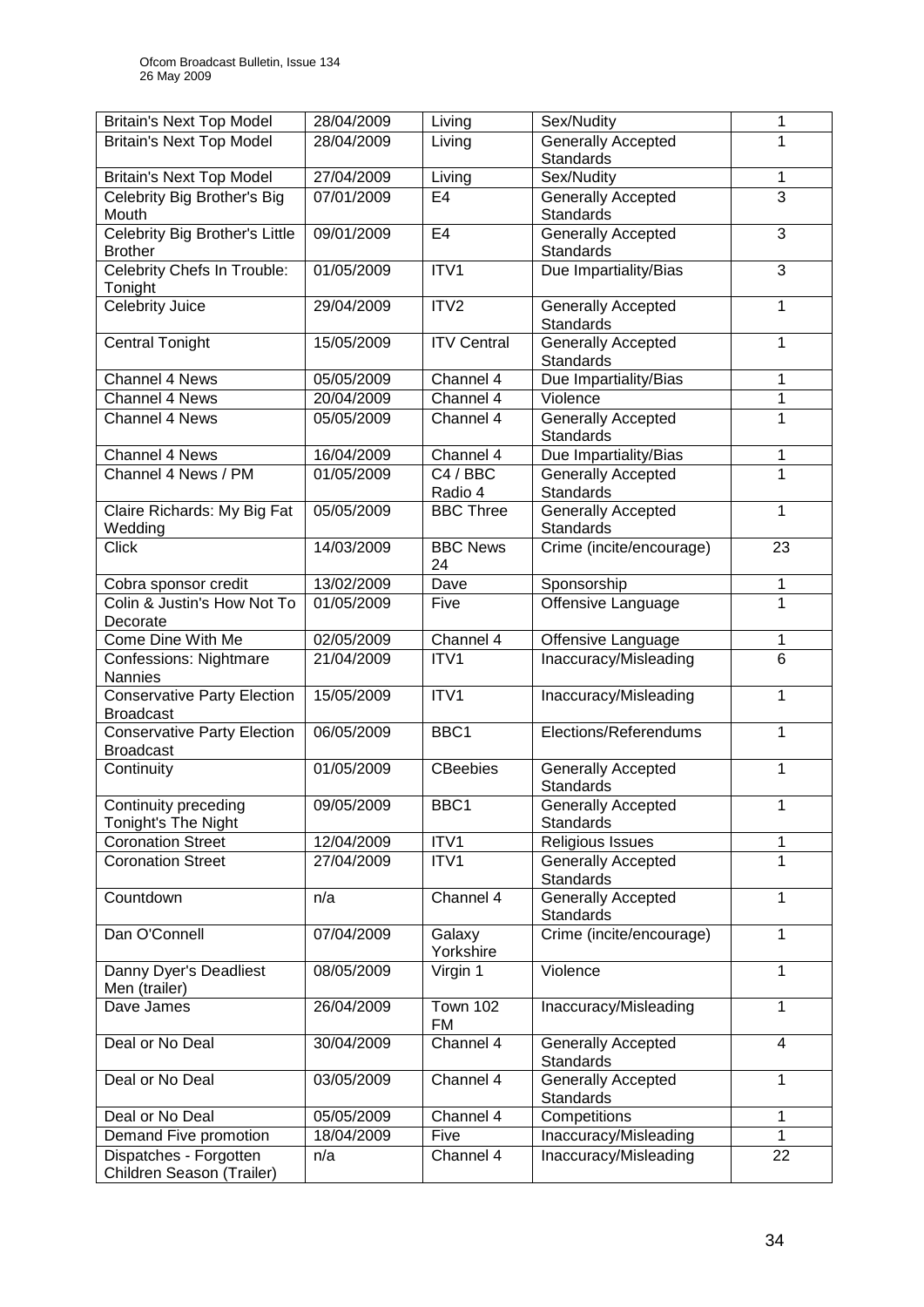| Britain's Next Top Model | 28/04/2009 | Living | Sex/Nudity | 1 |
|---|---|---|---|---|
| Britain's Next Top Model | 28/04/2009 | Living | Generally Accepted Standards | 1 |
| Britain's Next Top Model | 27/04/2009 | Living | Sex/Nudity | 1 |
| Celebrity Big Brother's Big Mouth | 07/01/2009 | E4 | Generally Accepted Standards | 3 |
| Celebrity Big Brother's Little Brother | 09/01/2009 | E4 | Generally Accepted Standards | 3 |
| Celebrity Chefs In Trouble: Tonight | 01/05/2009 | ITV1 | Due Impartiality/Bias | 3 |
| Celebrity Juice | 29/04/2009 | ITV2 | Generally Accepted Standards | 1 |
| Central Tonight | 15/05/2009 | ITV Central | Generally Accepted Standards | 1 |
| Channel 4 News | 05/05/2009 | Channel 4 | Due Impartiality/Bias | 1 |
| Channel 4 News | 20/04/2009 | Channel 4 | Violence | 1 |
| Channel 4 News | 05/05/2009 | Channel 4 | Generally Accepted Standards | 1 |
| Channel 4 News | 16/04/2009 | Channel 4 | Due Impartiality/Bias | 1 |
| Channel 4 News / PM | 01/05/2009 | C4 / BBC Radio 4 | Generally Accepted Standards | 1 |
| Claire Richards: My Big Fat Wedding | 05/05/2009 | BBC Three | Generally Accepted Standards | 1 |
| Click | 14/03/2009 | BBC News 24 | Crime (incite/encourage) | 23 |
| Cobra sponsor credit | 13/02/2009 | Dave | Sponsorship | 1 |
| Colin & Justin's How Not To Decorate | 01/05/2009 | Five | Offensive Language | 1 |
| Come Dine With Me | 02/05/2009 | Channel 4 | Offensive Language | 1 |
| Confessions: Nightmare Nannies | 21/04/2009 | ITV1 | Inaccuracy/Misleading | 6 |
| Conservative Party Election Broadcast | 15/05/2009 | ITV1 | Inaccuracy/Misleading | 1 |
| Conservative Party Election Broadcast | 06/05/2009 | BBC1 | Elections/Referendums | 1 |
| Continuity | 01/05/2009 | CBeebies | Generally Accepted Standards | 1 |
| Continuity preceding Tonight's The Night | 09/05/2009 | BBC1 | Generally Accepted Standards | 1 |
| Coronation Street | 12/04/2009 | ITV1 | Religious Issues | 1 |
| Coronation Street | 27/04/2009 | ITV1 | Generally Accepted Standards | 1 |
| Countdown | n/a | Channel 4 | Generally Accepted Standards | 1 |
| Dan O'Connell | 07/04/2009 | Galaxy Yorkshire | Crime (incite/encourage) | 1 |
| Danny Dyer's Deadliest Men (trailer) | 08/05/2009 | Virgin 1 | Violence | 1 |
| Dave James | 26/04/2009 | Town 102 FM | Inaccuracy/Misleading | 1 |
| Deal or No Deal | 30/04/2009 | Channel 4 | Generally Accepted Standards | 4 |
| Deal or No Deal | 03/05/2009 | Channel 4 | Generally Accepted Standards | 1 |
| Deal or No Deal | 05/05/2009 | Channel 4 | Competitions | 1 |
| Demand Five promotion | 18/04/2009 | Five | Inaccuracy/Misleading | 1 |
| Dispatches - Forgotten Children Season (Trailer) | n/a | Channel 4 | Inaccuracy/Misleading | 22 |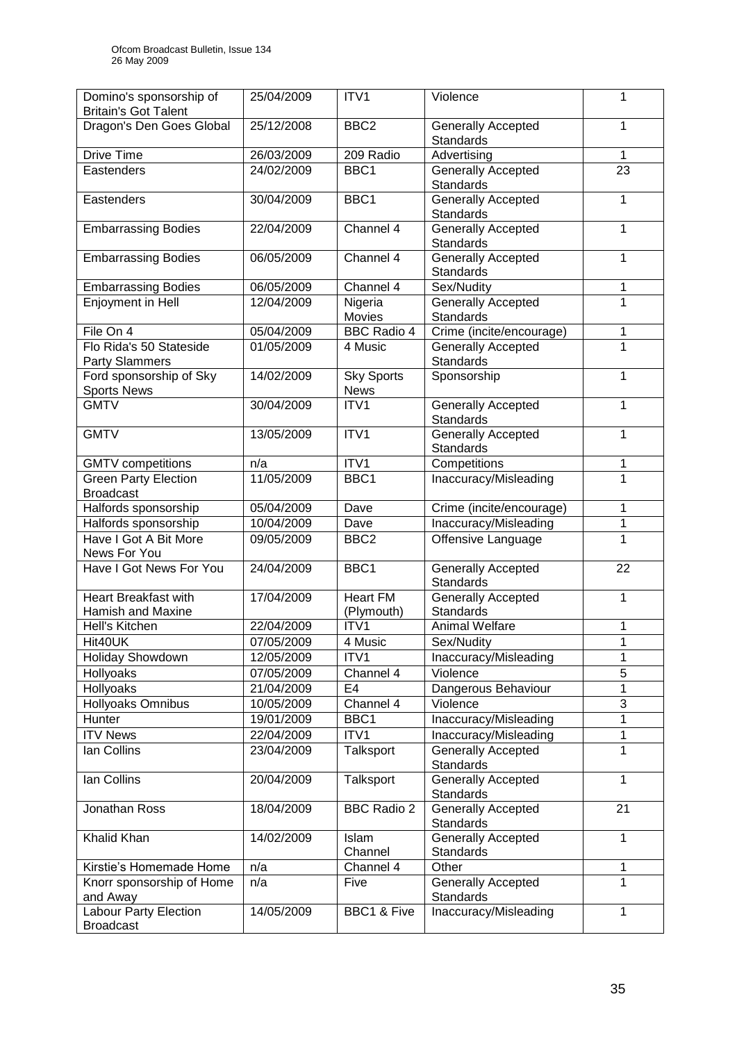| Domino's sponsorship of Britain's Got Talent | 25/04/2009 | ITV1 | Violence | 1 |
|---|---|---|---|---|
| Dragon's Den Goes Global | 25/12/2008 | BBC2 | Generally Accepted Standards | 1 |
| Drive Time | 26/03/2009 | 209 Radio | Advertising | 1 |
| Eastenders | 24/02/2009 | BBC1 | Generally Accepted Standards | 23 |
| Eastenders | 30/04/2009 | BBC1 | Generally Accepted Standards | 1 |
| Embarrassing Bodies | 22/04/2009 | Channel 4 | Generally Accepted Standards | 1 |
| Embarrassing Bodies | 06/05/2009 | Channel 4 | Generally Accepted Standards | 1 |
| Embarrassing Bodies | 06/05/2009 | Channel 4 | Sex/Nudity | 1 |
| Enjoyment in Hell | 12/04/2009 | Nigeria Movies | Generally Accepted Standards | 1 |
| File On 4 | 05/04/2009 | BBC Radio 4 | Crime (incite/encourage) | 1 |
| Flo Rida's 50 Stateside Party Slammers | 01/05/2009 | 4 Music | Generally Accepted Standards | 1 |
| Ford sponsorship of Sky Sports News | 14/02/2009 | Sky Sports News | Sponsorship | 1 |
| GMTV | 30/04/2009 | ITV1 | Generally Accepted Standards | 1 |
| GMTV | 13/05/2009 | ITV1 | Generally Accepted Standards | 1 |
| GMTV competitions | n/a | ITV1 | Competitions | 1 |
| Green Party Election Broadcast | 11/05/2009 | BBC1 | Inaccuracy/Misleading | 1 |
| Halfords sponsorship | 05/04/2009 | Dave | Crime (incite/encourage) | 1 |
| Halfords sponsorship | 10/04/2009 | Dave | Inaccuracy/Misleading | 1 |
| Have I Got A Bit More News For You | 09/05/2009 | BBC2 | Offensive Language | 1 |
| Have I Got News For You | 24/04/2009 | BBC1 | Generally Accepted Standards | 22 |
| Heart Breakfast with Hamish and Maxine | 17/04/2009 | Heart FM (Plymouth) | Generally Accepted Standards | 1 |
| Hell's Kitchen | 22/04/2009 | ITV1 | Animal Welfare | 1 |
| Hit40UK | 07/05/2009 | 4 Music | Sex/Nudity | 1 |
| Holiday Showdown | 12/05/2009 | ITV1 | Inaccuracy/Misleading | 1 |
| Hollyoaks | 07/05/2009 | Channel 4 | Violence | 5 |
| Hollyoaks | 21/04/2009 | E4 | Dangerous Behaviour | 1 |
| Hollyoaks Omnibus | 10/05/2009 | Channel 4 | Violence | 3 |
| Hunter | 19/01/2009 | BBC1 | Inaccuracy/Misleading | 1 |
| ITV News | 22/04/2009 | ITV1 | Inaccuracy/Misleading | 1 |
| Ian Collins | 23/04/2009 | Talksport | Generally Accepted Standards | 1 |
| Ian Collins | 20/04/2009 | Talksport | Generally Accepted Standards | 1 |
| Jonathan Ross | 18/04/2009 | BBC Radio 2 | Generally Accepted Standards | 21 |
| Khalid Khan | 14/02/2009 | Islam Channel | Generally Accepted Standards | 1 |
| Kirstie's Homemade Home | n/a | Channel 4 | Other | 1 |
| Knorr sponsorship of Home and Away | n/a | Five | Generally Accepted Standards | 1 |
| Labour Party Election Broadcast | 14/05/2009 | BBC1 & Five | Inaccuracy/Misleading | 1 |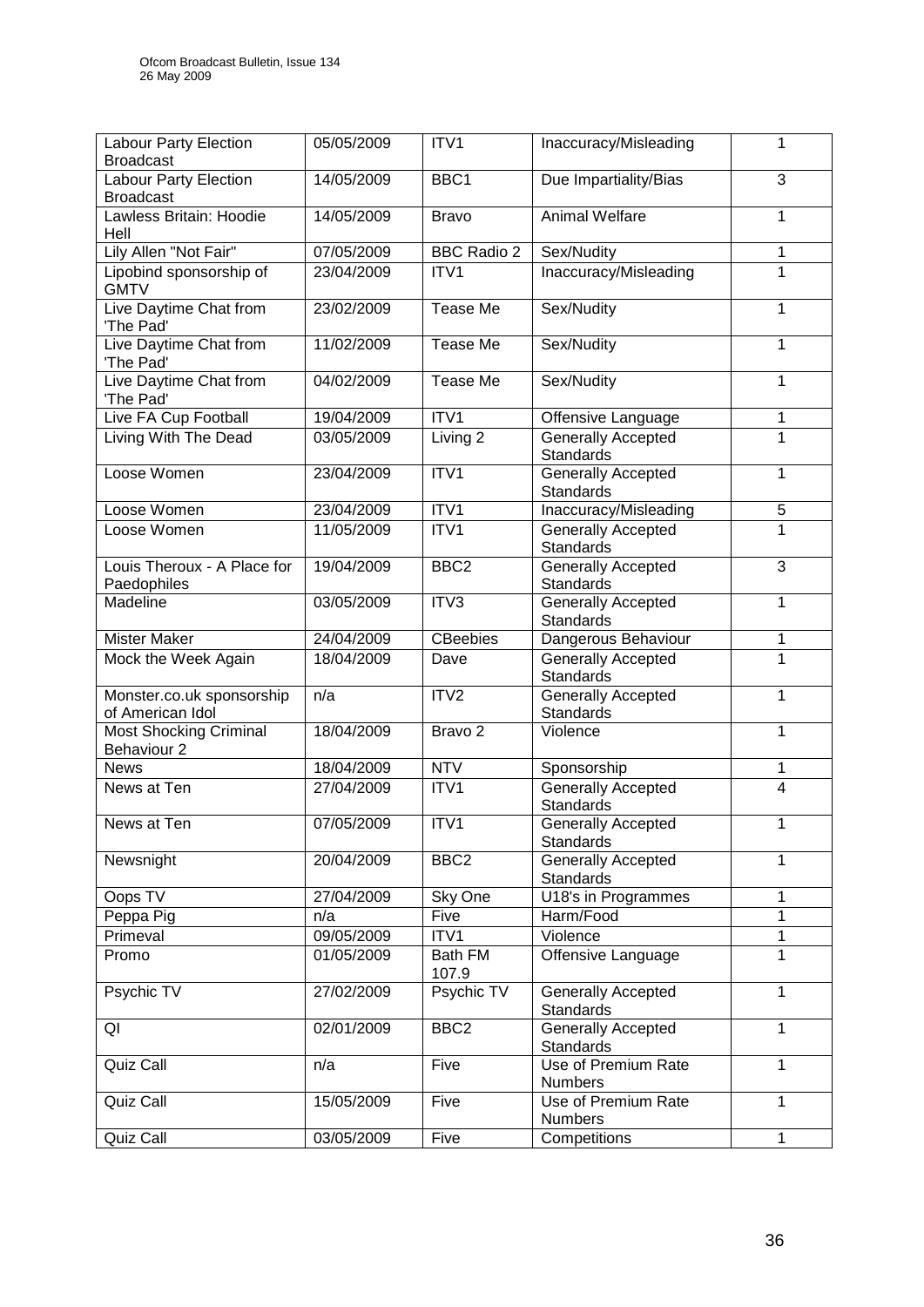| Labour Party Election Broadcast | 05/05/2009 | ITV1 | Inaccuracy/Misleading | 1 |
|---|---|---|---|---|
| Labour Party Election Broadcast | 14/05/2009 | BBC1 | Due Impartiality/Bias | 3 |
| Lawless Britain: Hoodie Hell | 14/05/2009 | Bravo | Animal Welfare | 1 |
| Lily Allen "Not Fair" | 07/05/2009 | BBC Radio 2 | Sex/Nudity | 1 |
| Lipobind sponsorship of GMTV | 23/04/2009 | ITV1 | Inaccuracy/Misleading | 1 |
| Live Daytime Chat from 'The Pad' | 23/02/2009 | Tease Me | Sex/Nudity | 1 |
| Live Daytime Chat from 'The Pad' | 11/02/2009 | Tease Me | Sex/Nudity | 1 |
| Live Daytime Chat from 'The Pad' | 04/02/2009 | Tease Me | Sex/Nudity | 1 |
| Live FA Cup Football | 19/04/2009 | ITV1 | Offensive Language | 1 |
| Living With The Dead | 03/05/2009 | Living 2 | Generally Accepted Standards | 1 |
| Loose Women | 23/04/2009 | ITV1 | Generally Accepted Standards | 1 |
| Loose Women | 23/04/2009 | ITV1 | Inaccuracy/Misleading | 5 |
| Loose Women | 11/05/2009 | ITV1 | Generally Accepted Standards | 1 |
| Louis Theroux - A Place for Paedophiles | 19/04/2009 | BBC2 | Generally Accepted Standards | 3 |
| Madeline | 03/05/2009 | ITV3 | Generally Accepted Standards | 1 |
| Mister Maker | 24/04/2009 | CBeebies | Dangerous Behaviour | 1 |
| Mock the Week Again | 18/04/2009 | Dave | Generally Accepted Standards | 1 |
| Monster.co.uk sponsorship of American Idol | n/a | ITV2 | Generally Accepted Standards | 1 |
| Most Shocking Criminal Behaviour 2 | 18/04/2009 | Bravo 2 | Violence | 1 |
| News | 18/04/2009 | NTV | Sponsorship | 1 |
| News at Ten | 27/04/2009 | ITV1 | Generally Accepted Standards | 4 |
| News at Ten | 07/05/2009 | ITV1 | Generally Accepted Standards | 1 |
| Newsnight | 20/04/2009 | BBC2 | Generally Accepted Standards | 1 |
| Oops TV | 27/04/2009 | Sky One | U18's in Programmes | 1 |
| Peppa Pig | n/a | Five | Harm/Food | 1 |
| Primeval | 09/05/2009 | ITV1 | Violence | 1 |
| Promo | 01/05/2009 | Bath FM 107.9 | Offensive Language | 1 |
| Psychic TV | 27/02/2009 | Psychic TV | Generally Accepted Standards | 1 |
| QI | 02/01/2009 | BBC2 | Generally Accepted Standards | 1 |
| Quiz Call | n/a | Five | Use of Premium Rate Numbers | 1 |
| Quiz Call | 15/05/2009 | Five | Use of Premium Rate Numbers | 1 |
| Quiz Call | 03/05/2009 | Five | Competitions | 1 |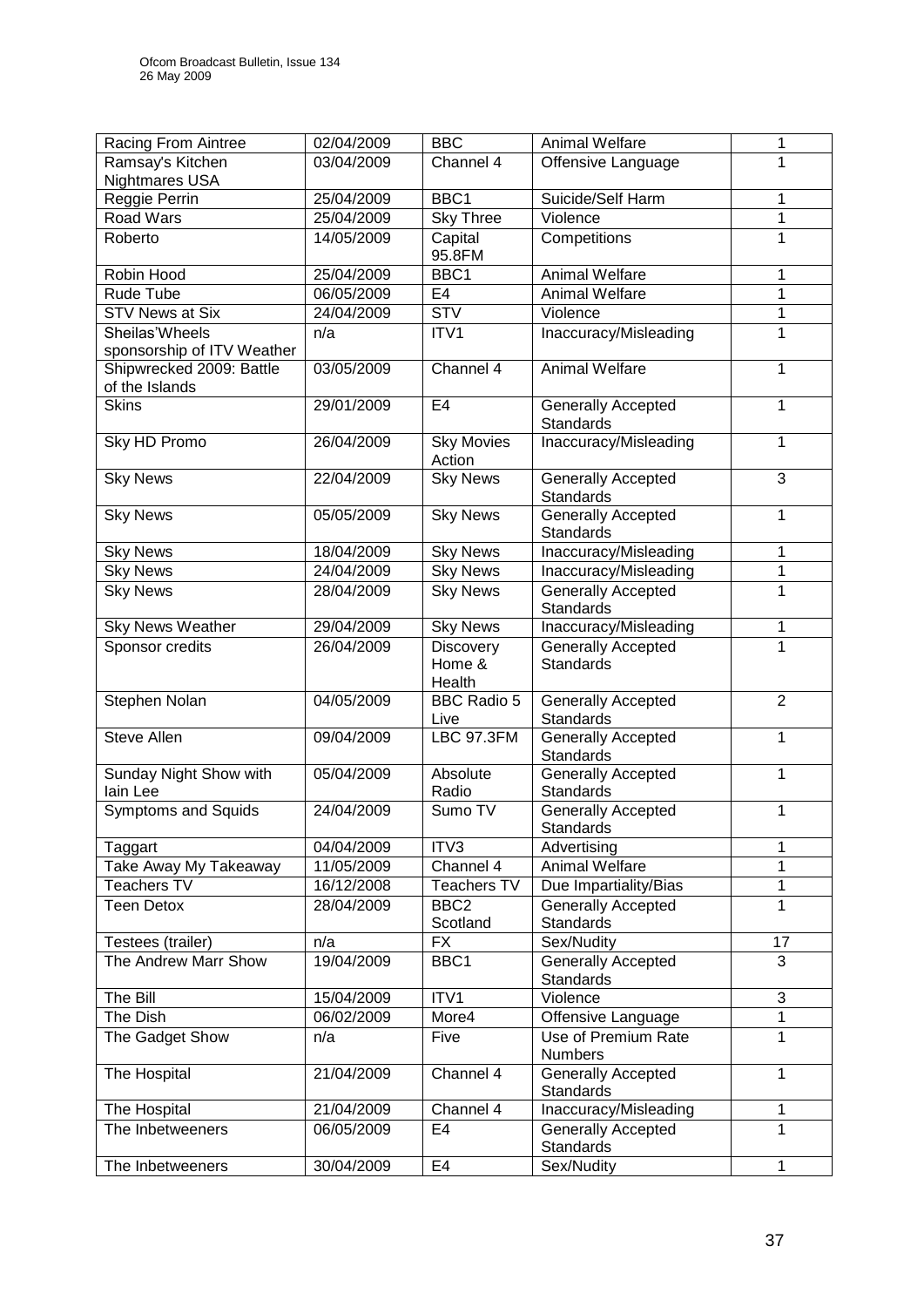| Racing From Aintree | 02/04/2009 | BBC | Animal Welfare | 1 |
|---|---|---|---|---|
| Ramsay's Kitchen Nightmares USA | 03/04/2009 | Channel 4 | Offensive Language | 1 |
| Reggie Perrin | 25/04/2009 | BBC1 | Suicide/Self Harm | 1 |
| Road Wars | 25/04/2009 | Sky Three | Violence | 1 |
| Roberto | 14/05/2009 | Capital 95.8FM | Competitions | 1 |
| Robin Hood | 25/04/2009 | BBC1 | Animal Welfare | 1 |
| Rude Tube | 06/05/2009 | E4 | Animal Welfare | 1 |
| STV News at Six | 24/04/2009 | STV | Violence | 1 |
| Sheilas'Wheels sponsorship of ITV Weather | n/a | ITV1 | Inaccuracy/Misleading | 1 |
| Shipwrecked 2009: Battle of the Islands | 03/05/2009 | Channel 4 | Animal Welfare | 1 |
| Skins | 29/01/2009 | E4 | Generally Accepted Standards | 1 |
| Sky HD Promo | 26/04/2009 | Sky Movies Action | Inaccuracy/Misleading | 1 |
| Sky News | 22/04/2009 | Sky News | Generally Accepted Standards | 3 |
| Sky News | 05/05/2009 | Sky News | Generally Accepted Standards | 1 |
| Sky News | 18/04/2009 | Sky News | Inaccuracy/Misleading | 1 |
| Sky News | 24/04/2009 | Sky News | Inaccuracy/Misleading | 1 |
| Sky News | 28/04/2009 | Sky News | Generally Accepted Standards | 1 |
| Sky News Weather | 29/04/2009 | Sky News | Inaccuracy/Misleading | 1 |
| Sponsor credits | 26/04/2009 | Discovery Home & Health | Generally Accepted Standards | 1 |
| Stephen Nolan | 04/05/2009 | BBC Radio 5 Live | Generally Accepted Standards | 2 |
| Steve Allen | 09/04/2009 | LBC 97.3FM | Generally Accepted Standards | 1 |
| Sunday Night Show with Iain Lee | 05/04/2009 | Absolute Radio | Generally Accepted Standards | 1 |
| Symptoms and Squids | 24/04/2009 | Sumo TV | Generally Accepted Standards | 1 |
| Taggart | 04/04/2009 | ITV3 | Advertising | 1 |
| Take Away My Takeaway | 11/05/2009 | Channel 4 | Animal Welfare | 1 |
| Teachers TV | 16/12/2008 | Teachers TV | Due Impartiality/Bias | 1 |
| Teen Detox | 28/04/2009 | BBC2 Scotland | Generally Accepted Standards | 1 |
| Testees (trailer) | n/a | FX | Sex/Nudity | 17 |
| The Andrew Marr Show | 19/04/2009 | BBC1 | Generally Accepted Standards | 3 |
| The Bill | 15/04/2009 | ITV1 | Violence | 3 |
| The Dish | 06/02/2009 | More4 | Offensive Language | 1 |
| The Gadget Show | n/a | Five | Use of Premium Rate Numbers | 1 |
| The Hospital | 21/04/2009 | Channel 4 | Generally Accepted Standards | 1 |
| The Hospital | 21/04/2009 | Channel 4 | Inaccuracy/Misleading | 1 |
| The Inbetweeners | 06/05/2009 | E4 | Generally Accepted Standards | 1 |
| The Inbetweeners | 30/04/2009 | E4 | Sex/Nudity | 1 |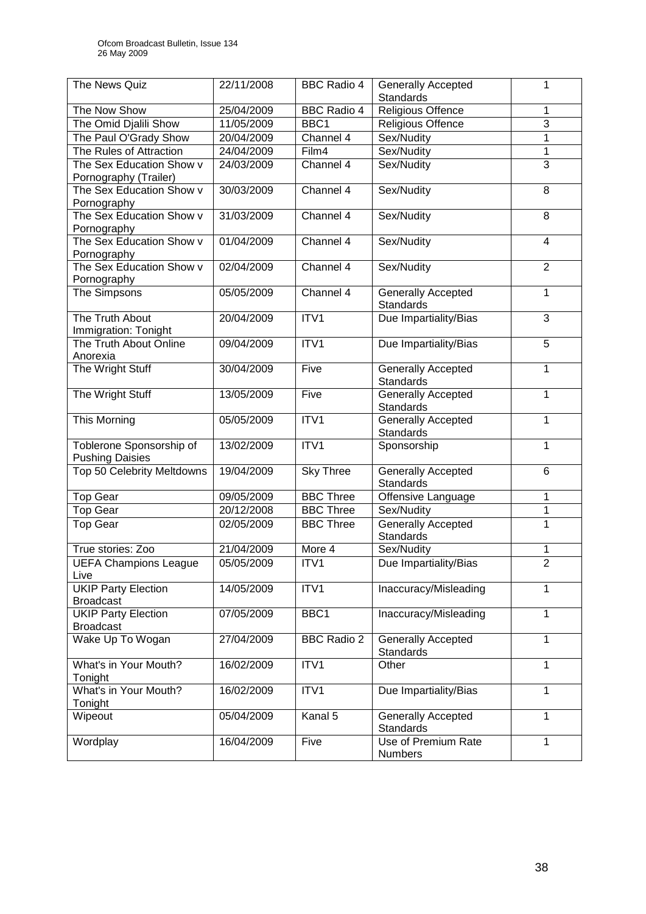| | | | | |
|---|---|---|---|---|
| The News Quiz | 22/11/2008 | BBC Radio 4 | Generally Accepted Standards | 1 |
| The Now Show | 25/04/2009 | BBC Radio 4 | Religious Offence | 1 |
| The Omid Djalili Show | 11/05/2009 | BBC1 | Religious Offence | 3 |
| The Paul O'Grady Show | 20/04/2009 | Channel 4 | Sex/Nudity | 1 |
| The Rules of Attraction | 24/04/2009 | Film4 | Sex/Nudity | 1 |
| The Sex Education Show v Pornography (Trailer) | 24/03/2009 | Channel 4 | Sex/Nudity | 3 |
| The Sex Education Show v Pornography | 30/03/2009 | Channel 4 | Sex/Nudity | 8 |
| The Sex Education Show v Pornography | 31/03/2009 | Channel 4 | Sex/Nudity | 8 |
| The Sex Education Show v Pornography | 01/04/2009 | Channel 4 | Sex/Nudity | 4 |
| The Sex Education Show v Pornography | 02/04/2009 | Channel 4 | Sex/Nudity | 2 |
| The Simpsons | 05/05/2009 | Channel 4 | Generally Accepted Standards | 1 |
| The Truth About Immigration: Tonight | 20/04/2009 | ITV1 | Due Impartiality/Bias | 3 |
| The Truth About Online Anorexia | 09/04/2009 | ITV1 | Due Impartiality/Bias | 5 |
| The Wright Stuff | 30/04/2009 | Five | Generally Accepted Standards | 1 |
| The Wright Stuff | 13/05/2009 | Five | Generally Accepted Standards | 1 |
| This Morning | 05/05/2009 | ITV1 | Generally Accepted Standards | 1 |
| Toblerone Sponsorship of Pushing Daisies | 13/02/2009 | ITV1 | Sponsorship | 1 |
| Top 50 Celebrity Meltdowns | 19/04/2009 | Sky Three | Generally Accepted Standards | 6 |
| Top Gear | 09/05/2009 | BBC Three | Offensive Language | 1 |
| Top Gear | 20/12/2008 | BBC Three | Sex/Nudity | 1 |
| Top Gear | 02/05/2009 | BBC Three | Generally Accepted Standards | 1 |
| True stories: Zoo | 21/04/2009 | More 4 | Sex/Nudity | 1 |
| UEFA Champions League Live | 05/05/2009 | ITV1 | Due Impartiality/Bias | 2 |
| UKIP Party Election Broadcast | 14/05/2009 | ITV1 | Inaccuracy/Misleading | 1 |
| UKIP Party Election Broadcast | 07/05/2009 | BBC1 | Inaccuracy/Misleading | 1 |
| Wake Up To Wogan | 27/04/2009 | BBC Radio 2 | Generally Accepted Standards | 1 |
| What's in Your Mouth? Tonight | 16/02/2009 | ITV1 | Other | 1 |
| What's in Your Mouth? Tonight | 16/02/2009 | ITV1 | Due Impartiality/Bias | 1 |
| Wipeout | 05/04/2009 | Kanal 5 | Generally Accepted Standards | 1 |
| Wordplay | 16/04/2009 | Five | Use of Premium Rate Numbers | 1 |